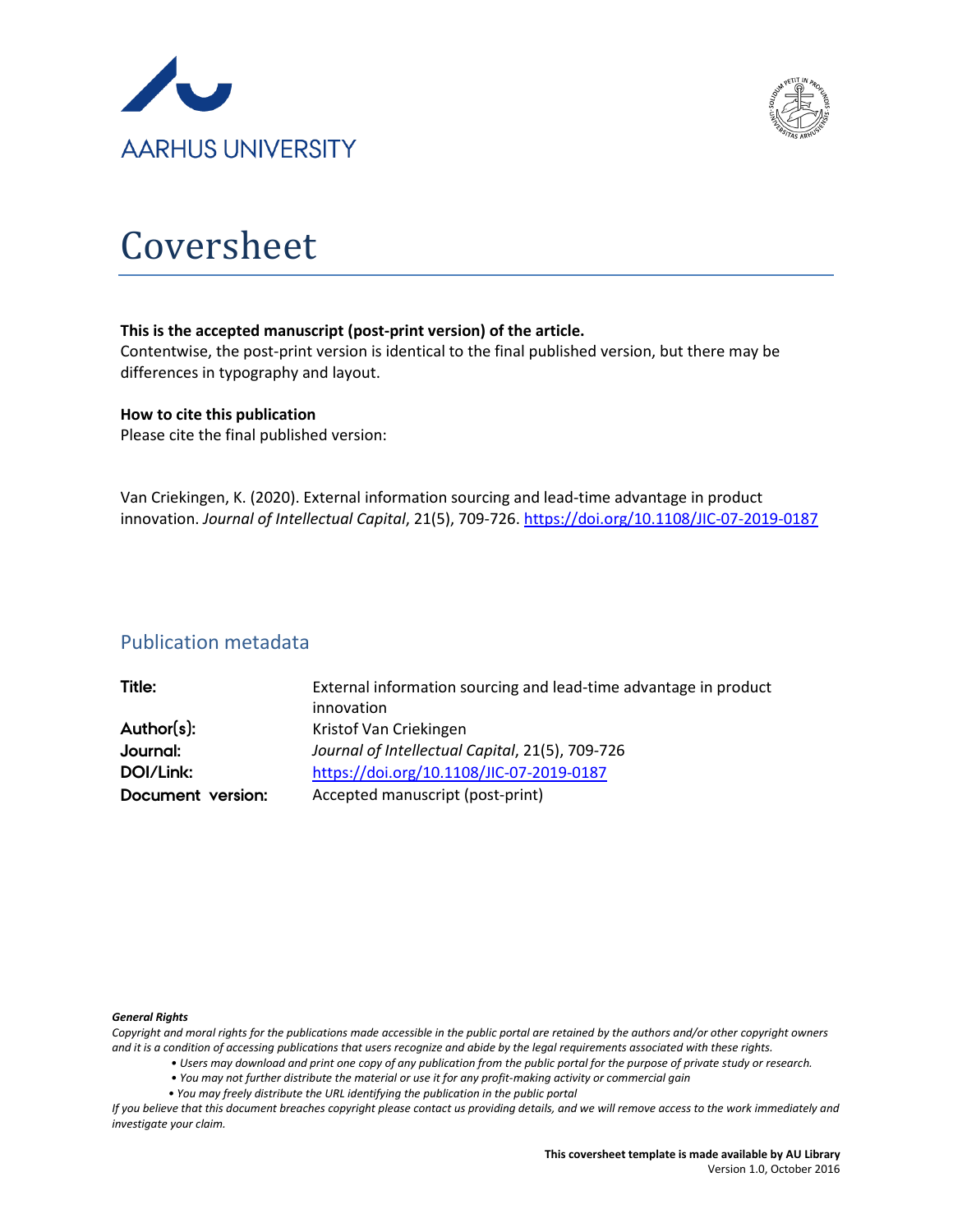AARHUS UNIVERSITY

# Coversheet

**This is the accepted manuscript (post-print version) of the article.**
Contentwise, the post-print version is identical to the final published version, but there may be differences in typography and layout.

**How to cite this publication**
Please cite the final published version:

Van Criekingen, K. (2020). External information sourcing and lead-time advantage in product innovation. *Journal of Intellectual Capital*, 21(5), 709-726. https://doi.org/10.1108/JIC-07-2019-0187

## Publication metadata

| | |
|---|---|
| **Title:** | External information sourcing and lead-time advantage in product innovation |
| **Author(s):** | Kristof Van Criekingen |
| **Journal:** | *Journal of Intellectual Capital*, 21(5), 709-726 |
| **DOI/Link:** | https://doi.org/10.1108/JIC-07-2019-0187 |
| **Document version:** | Accepted manuscript (post-print) |

***General Rights***

*Copyright and moral rights for the publications made accessible in the public portal are retained by the authors and/or other copyright owners and it is a condition of accessing publications that users recognize and abide by the legal requirements associated with these rights.*

- *Users may download and print one copy of any publication from the public portal for the purpose of private study or research.*
- *You may not further distribute the material or use it for any profit-making activity or commercial gain*
- *You may freely distribute the URL identifying the publication in the public portal*

*If you believe that this document breaches copyright please contact us providing details, and we will remove access to the work immediately and investigate your claim.*

**This coversheet template is made available by AU Library**
Version 1.0, October 2016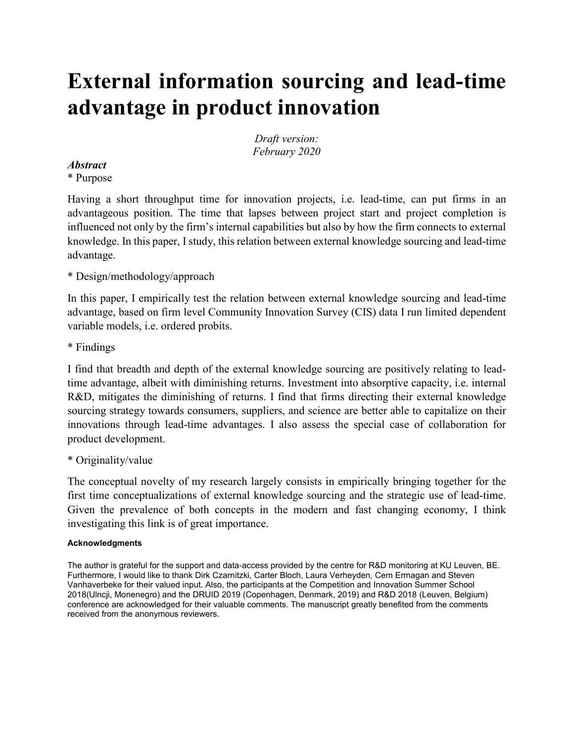# External information sourcing and lead-time advantage in product innovation

*Draft version:*
*February 2020*

***Abstract***

* Purpose

Having a short throughput time for innovation projects, i.e. lead-time, can put firms in an advantageous position. The time that lapses between project start and project completion is influenced not only by the firm's internal capabilities but also by how the firm connects to external knowledge. In this paper, I study, this relation between external knowledge sourcing and lead-time advantage.

* Design/methodology/approach

In this paper, I empirically test the relation between external knowledge sourcing and lead-time advantage, based on firm level Community Innovation Survey (CIS) data I run limited dependent variable models, i.e. ordered probits.

* Findings

I find that breadth and depth of the external knowledge sourcing are positively relating to lead-time advantage, albeit with diminishing returns. Investment into absorptive capacity, i.e. internal R&D, mitigates the diminishing of returns. I find that firms directing their external knowledge sourcing strategy towards consumers, suppliers, and science are better able to capitalize on their innovations through lead-time advantages. I also assess the special case of collaboration for product development.

* Originality/value

The conceptual novelty of my research largely consists in empirically bringing together for the first time conceptualizations of external knowledge sourcing and the strategic use of lead-time. Given the prevalence of both concepts in the modern and fast changing economy, I think investigating this link is of great importance.

**Acknowledgments**

The author is grateful for the support and data-access provided by the centre for R&D monitoring at KU Leuven, BE. Furthermore, I would like to thank Dirk Czarnitzki, Carter Bloch, Laura Verheyden, Cem Ermagan and Steven Vanhaverbeke for their valued input. Also, the participants at the Competition and Innovation Summer School 2018(Ulncji, Monenegro) and the DRUID 2019 (Copenhagen, Denmark, 2019) and R&D 2018 (Leuven, Belgium) conference are acknowledged for their valuable comments. The manuscript greatly benefited from the comments received from the anonymous reviewers.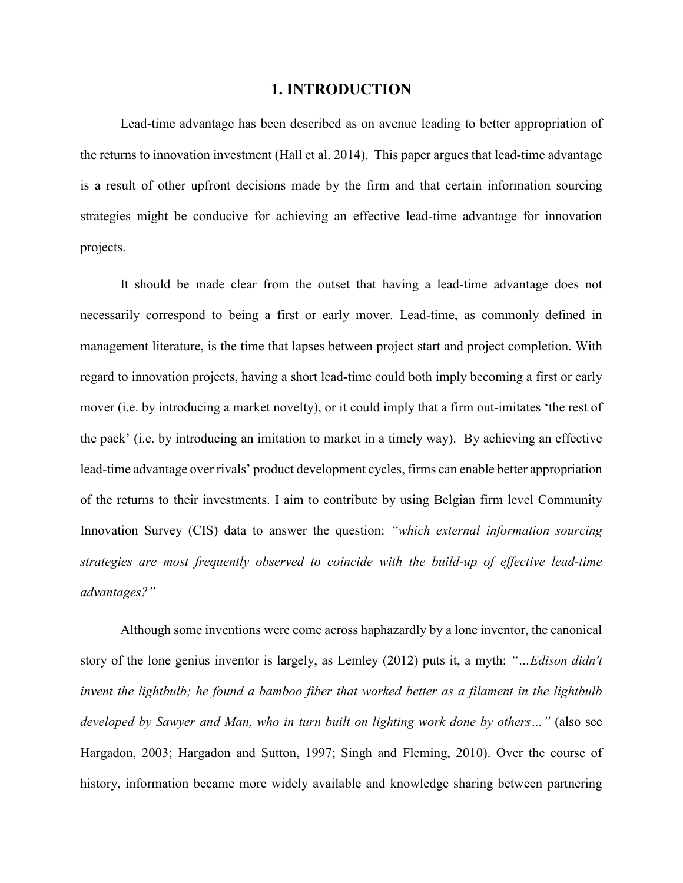# 1. INTRODUCTION

Lead-time advantage has been described as on avenue leading to better appropriation of the returns to innovation investment (Hall et al. 2014). This paper argues that lead-time advantage is a result of other upfront decisions made by the firm and that certain information sourcing strategies might be conducive for achieving an effective lead-time advantage for innovation projects.

It should be made clear from the outset that having a lead-time advantage does not necessarily correspond to being a first or early mover. Lead-time, as commonly defined in management literature, is the time that lapses between project start and project completion. With regard to innovation projects, having a short lead-time could both imply becoming a first or early mover (i.e. by introducing a market novelty), or it could imply that a firm out-imitates 'the rest of the pack' (i.e. by introducing an imitation to market in a timely way). By achieving an effective lead-time advantage over rivals' product development cycles, firms can enable better appropriation of the returns to their investments. I aim to contribute by using Belgian firm level Community Innovation Survey (CIS) data to answer the question: *"which external information sourcing strategies are most frequently observed to coincide with the build-up of effective lead-time advantages?"*

Although some inventions were come across haphazardly by a lone inventor, the canonical story of the lone genius inventor is largely, as Lemley (2012) puts it, a myth: *"…Edison didn't invent the lightbulb; he found a bamboo fiber that worked better as a filament in the lightbulb developed by Sawyer and Man, who in turn built on lighting work done by others…"* (also see Hargadon, 2003; Hargadon and Sutton, 1997; Singh and Fleming, 2010). Over the course of history, information became more widely available and knowledge sharing between partnering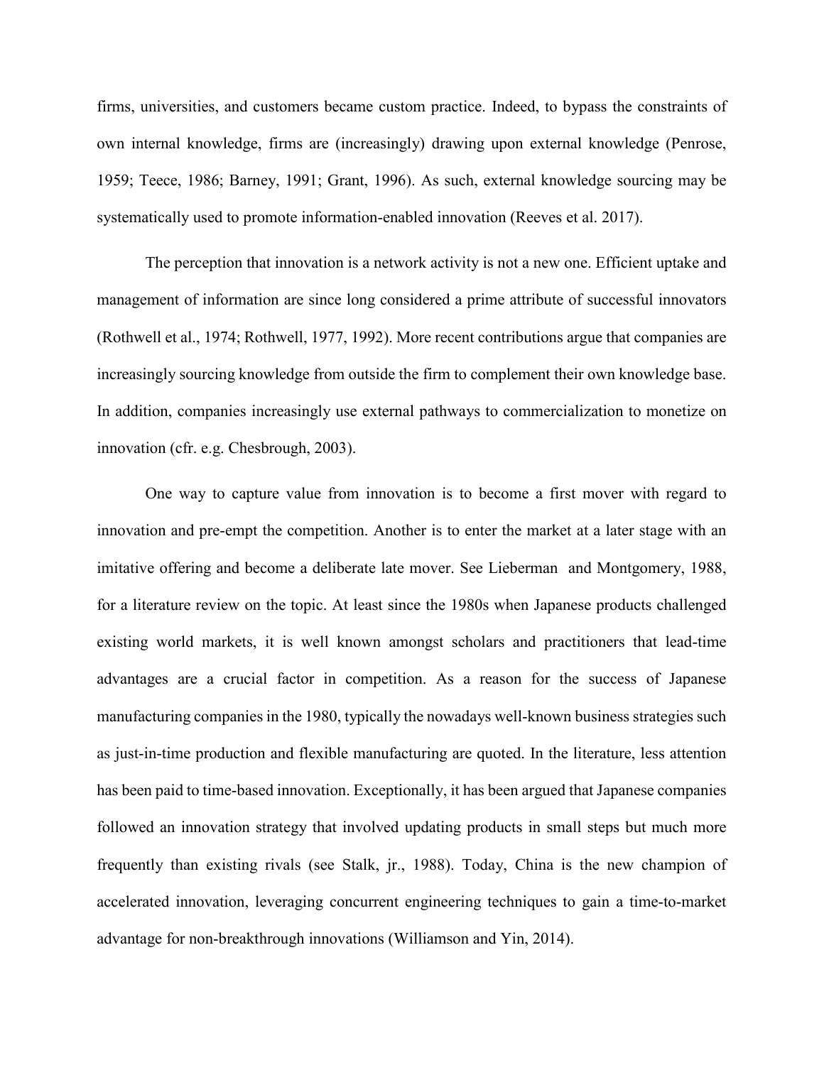firms, universities, and customers became custom practice. Indeed, to bypass the constraints of own internal knowledge, firms are (increasingly) drawing upon external knowledge (Penrose, 1959; Teece, 1986; Barney, 1991; Grant, 1996). As such, external knowledge sourcing may be systematically used to promote information-enabled innovation (Reeves et al. 2017).

The perception that innovation is a network activity is not a new one. Efficient uptake and management of information are since long considered a prime attribute of successful innovators (Rothwell et al., 1974; Rothwell, 1977, 1992). More recent contributions argue that companies are increasingly sourcing knowledge from outside the firm to complement their own knowledge base. In addition, companies increasingly use external pathways to commercialization to monetize on innovation (cfr. e.g. Chesbrough, 2003).

One way to capture value from innovation is to become a first mover with regard to innovation and pre-empt the competition. Another is to enter the market at a later stage with an imitative offering and become a deliberate late mover. See Lieberman and Montgomery, 1988, for a literature review on the topic. At least since the 1980s when Japanese products challenged existing world markets, it is well known amongst scholars and practitioners that lead-time advantages are a crucial factor in competition. As a reason for the success of Japanese manufacturing companies in the 1980, typically the nowadays well-known business strategies such as just-in-time production and flexible manufacturing are quoted. In the literature, less attention has been paid to time-based innovation. Exceptionally, it has been argued that Japanese companies followed an innovation strategy that involved updating products in small steps but much more frequently than existing rivals (see Stalk, jr., 1988). Today, China is the new champion of accelerated innovation, leveraging concurrent engineering techniques to gain a time-to-market advantage for non-breakthrough innovations (Williamson and Yin, 2014).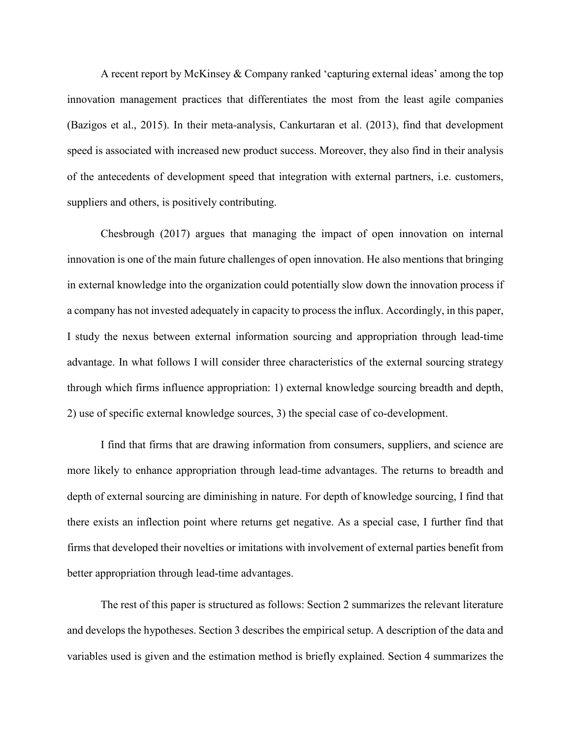A recent report by McKinsey & Company ranked 'capturing external ideas' among the top innovation management practices that differentiates the most from the least agile companies (Bazigos et al., 2015). In their meta-analysis, Cankurtaran et al. (2013), find that development speed is associated with increased new product success. Moreover, they also find in their analysis of the antecedents of development speed that integration with external partners, i.e. customers, suppliers and others, is positively contributing.

Chesbrough (2017) argues that managing the impact of open innovation on internal innovation is one of the main future challenges of open innovation. He also mentions that bringing in external knowledge into the organization could potentially slow down the innovation process if a company has not invested adequately in capacity to process the influx. Accordingly, in this paper, I study the nexus between external information sourcing and appropriation through lead-time advantage. In what follows I will consider three characteristics of the external sourcing strategy through which firms influence appropriation: 1) external knowledge sourcing breadth and depth, 2) use of specific external knowledge sources, 3) the special case of co-development.

I find that firms that are drawing information from consumers, suppliers, and science are more likely to enhance appropriation through lead-time advantages. The returns to breadth and depth of external sourcing are diminishing in nature. For depth of knowledge sourcing, I find that there exists an inflection point where returns get negative. As a special case, I further find that firms that developed their novelties or imitations with involvement of external parties benefit from better appropriation through lead-time advantages.

The rest of this paper is structured as follows: Section 2 summarizes the relevant literature and develops the hypotheses. Section 3 describes the empirical setup. A description of the data and variables used is given and the estimation method is briefly explained. Section 4 summarizes the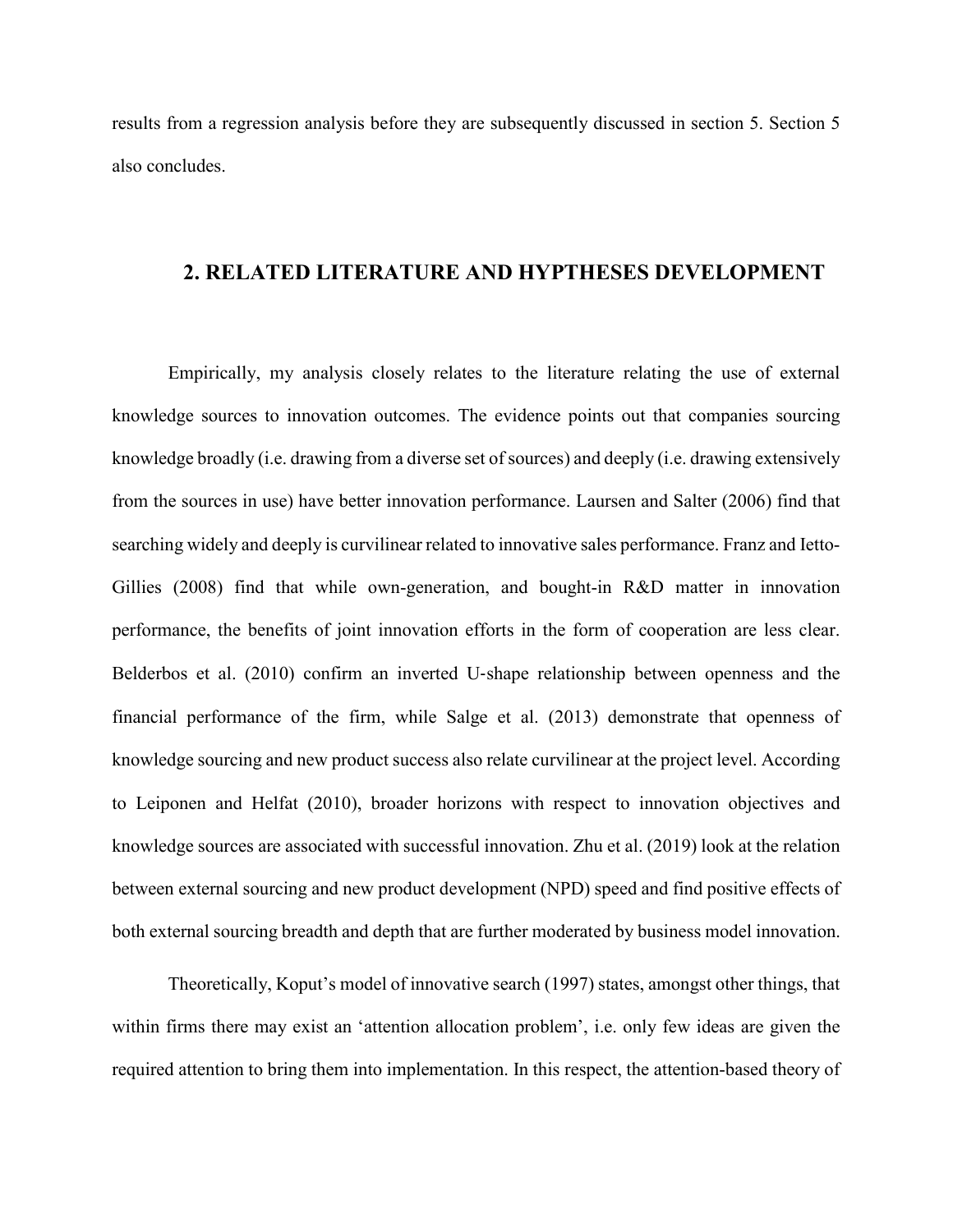results from a regression analysis before they are subsequently discussed in section 5. Section 5 also concludes.

## 2. RELATED LITERATURE AND HYPTHESES DEVELOPMENT

Empirically, my analysis closely relates to the literature relating the use of external knowledge sources to innovation outcomes. The evidence points out that companies sourcing knowledge broadly (i.e. drawing from a diverse set of sources) and deeply (i.e. drawing extensively from the sources in use) have better innovation performance. Laursen and Salter (2006) find that searching widely and deeply is curvilinear related to innovative sales performance. Franz and Ietto-Gillies (2008) find that while own-generation, and bought-in R&D matter in innovation performance, the benefits of joint innovation efforts in the form of cooperation are less clear. Belderbos et al. (2010) confirm an inverted U-shape relationship between openness and the financial performance of the firm, while Salge et al. (2013) demonstrate that openness of knowledge sourcing and new product success also relate curvilinear at the project level. According to Leiponen and Helfat (2010), broader horizons with respect to innovation objectives and knowledge sources are associated with successful innovation. Zhu et al. (2019) look at the relation between external sourcing and new product development (NPD) speed and find positive effects of both external sourcing breadth and depth that are further moderated by business model innovation.

Theoretically, Koput's model of innovative search (1997) states, amongst other things, that within firms there may exist an 'attention allocation problem', i.e. only few ideas are given the required attention to bring them into implementation. In this respect, the attention-based theory of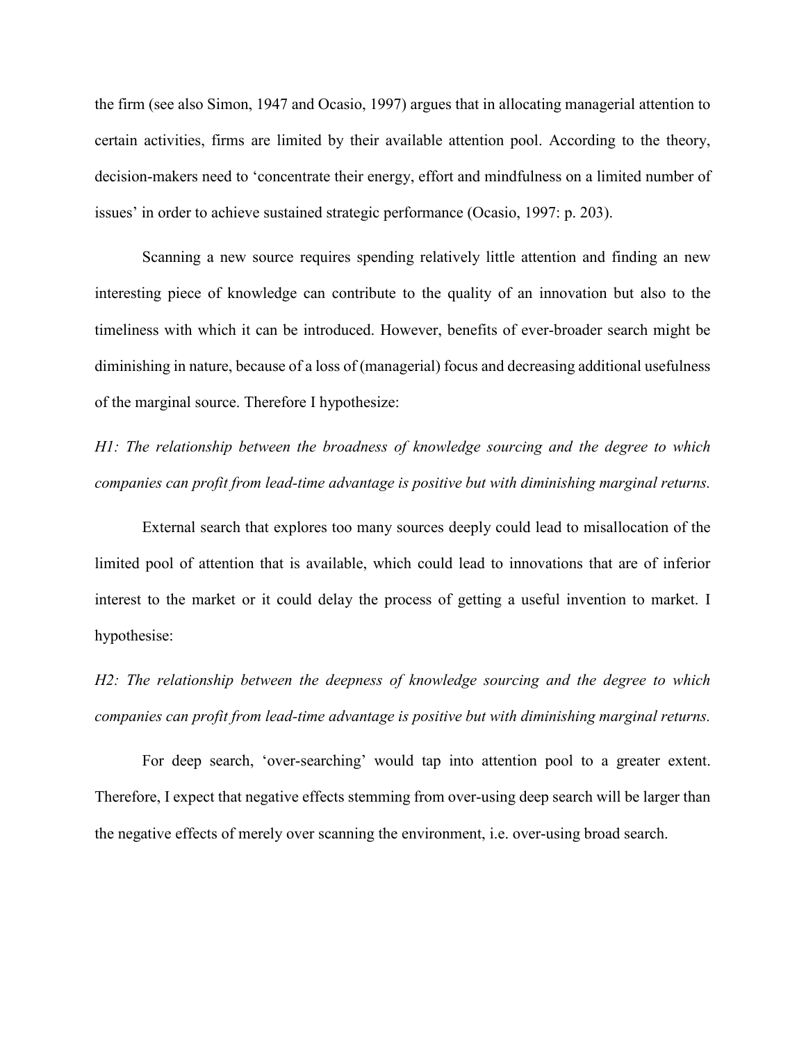the firm (see also Simon, 1947 and Ocasio, 1997) argues that in allocating managerial attention to certain activities, firms are limited by their available attention pool. According to the theory, decision-makers need to 'concentrate their energy, effort and mindfulness on a limited number of issues' in order to achieve sustained strategic performance (Ocasio, 1997: p. 203).

Scanning a new source requires spending relatively little attention and finding an new interesting piece of knowledge can contribute to the quality of an innovation but also to the timeliness with which it can be introduced. However, benefits of ever-broader search might be diminishing in nature, because of a loss of (managerial) focus and decreasing additional usefulness of the marginal source. Therefore I hypothesize:

*H1: The relationship between the broadness of knowledge sourcing and the degree to which companies can profit from lead-time advantage is positive but with diminishing marginal returns.*

External search that explores too many sources deeply could lead to misallocation of the limited pool of attention that is available, which could lead to innovations that are of inferior interest to the market or it could delay the process of getting a useful invention to market. I hypothesise:

*H2: The relationship between the deepness of knowledge sourcing and the degree to which companies can profit from lead-time advantage is positive but with diminishing marginal returns.*

For deep search, 'over-searching' would tap into attention pool to a greater extent. Therefore, I expect that negative effects stemming from over-using deep search will be larger than the negative effects of merely over scanning the environment, i.e. over-using broad search.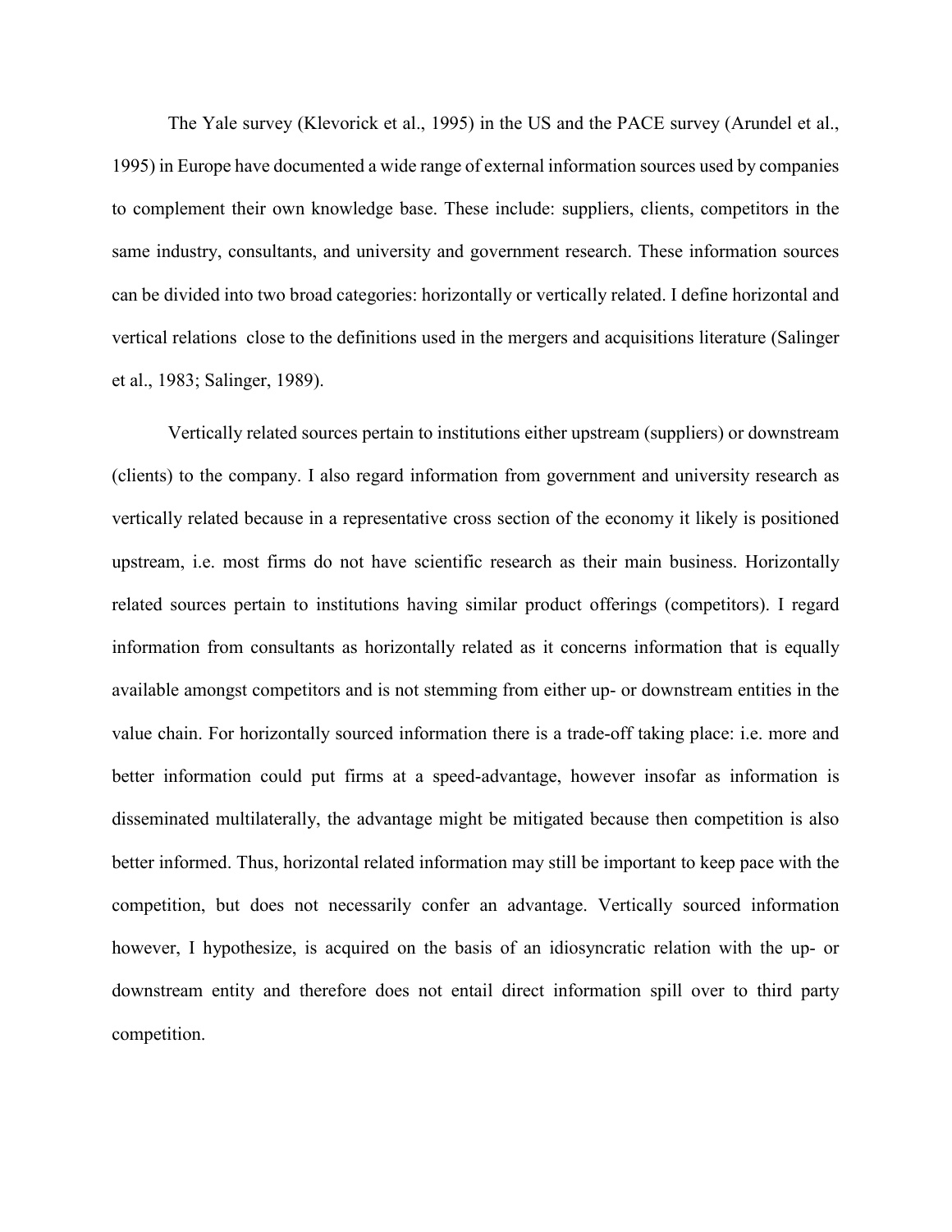The Yale survey (Klevorick et al., 1995) in the US and the PACE survey (Arundel et al., 1995) in Europe have documented a wide range of external information sources used by companies to complement their own knowledge base. These include: suppliers, clients, competitors in the same industry, consultants, and university and government research. These information sources can be divided into two broad categories: horizontally or vertically related. I define horizontal and vertical relations close to the definitions used in the mergers and acquisitions literature (Salinger et al., 1983; Salinger, 1989).

Vertically related sources pertain to institutions either upstream (suppliers) or downstream (clients) to the company. I also regard information from government and university research as vertically related because in a representative cross section of the economy it likely is positioned upstream, i.e. most firms do not have scientific research as their main business. Horizontally related sources pertain to institutions having similar product offerings (competitors). I regard information from consultants as horizontally related as it concerns information that is equally available amongst competitors and is not stemming from either up- or downstream entities in the value chain. For horizontally sourced information there is a trade-off taking place: i.e. more and better information could put firms at a speed-advantage, however insofar as information is disseminated multilaterally, the advantage might be mitigated because then competition is also better informed. Thus, horizontal related information may still be important to keep pace with the competition, but does not necessarily confer an advantage. Vertically sourced information however, I hypothesize, is acquired on the basis of an idiosyncratic relation with the up- or downstream entity and therefore does not entail direct information spill over to third party competition.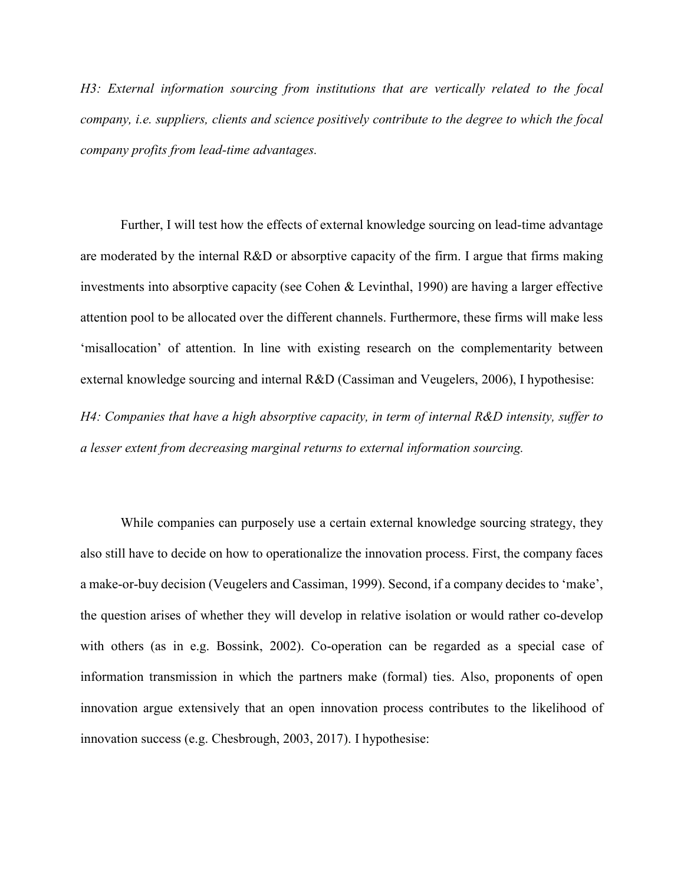*H3: External information sourcing from institutions that are vertically related to the focal company, i.e. suppliers, clients and science positively contribute to the degree to which the focal company profits from lead-time advantages.*

Further, I will test how the effects of external knowledge sourcing on lead-time advantage are moderated by the internal R&D or absorptive capacity of the firm. I argue that firms making investments into absorptive capacity (see Cohen & Levinthal, 1990) are having a larger effective attention pool to be allocated over the different channels. Furthermore, these firms will make less 'misallocation' of attention. In line with existing research on the complementarity between external knowledge sourcing and internal R&D (Cassiman and Veugelers, 2006), I hypothesise:

*H4: Companies that have a high absorptive capacity, in term of internal R&D intensity, suffer to a lesser extent from decreasing marginal returns to external information sourcing.*

While companies can purposely use a certain external knowledge sourcing strategy, they also still have to decide on how to operationalize the innovation process. First, the company faces a make-or-buy decision (Veugelers and Cassiman, 1999). Second, if a company decides to 'make', the question arises of whether they will develop in relative isolation or would rather co-develop with others (as in e.g. Bossink, 2002). Co-operation can be regarded as a special case of information transmission in which the partners make (formal) ties. Also, proponents of open innovation argue extensively that an open innovation process contributes to the likelihood of innovation success (e.g. Chesbrough, 2003, 2017). I hypothesise: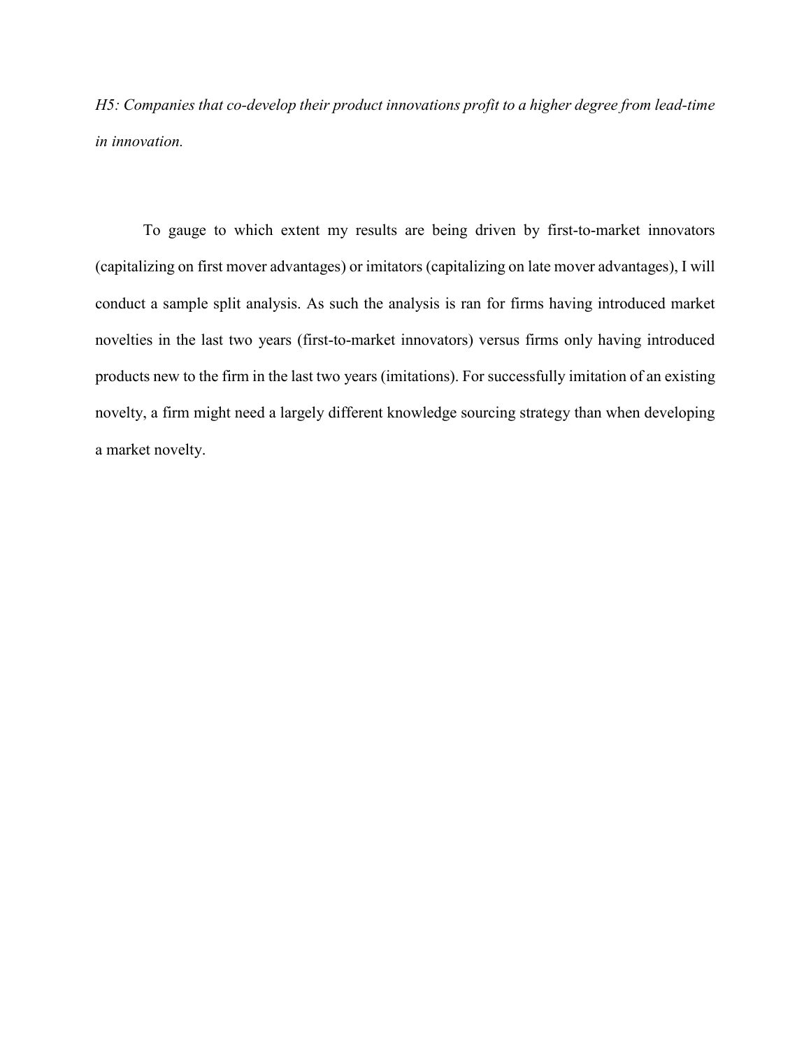*H5: Companies that co-develop their product innovations profit to a higher degree from lead-time in innovation.*

To gauge to which extent my results are being driven by first-to-market innovators (capitalizing on first mover advantages) or imitators (capitalizing on late mover advantages), I will conduct a sample split analysis. As such the analysis is ran for firms having introduced market novelties in the last two years (first-to-market innovators) versus firms only having introduced products new to the firm in the last two years (imitations). For successfully imitation of an existing novelty, a firm might need a largely different knowledge sourcing strategy than when developing a market novelty.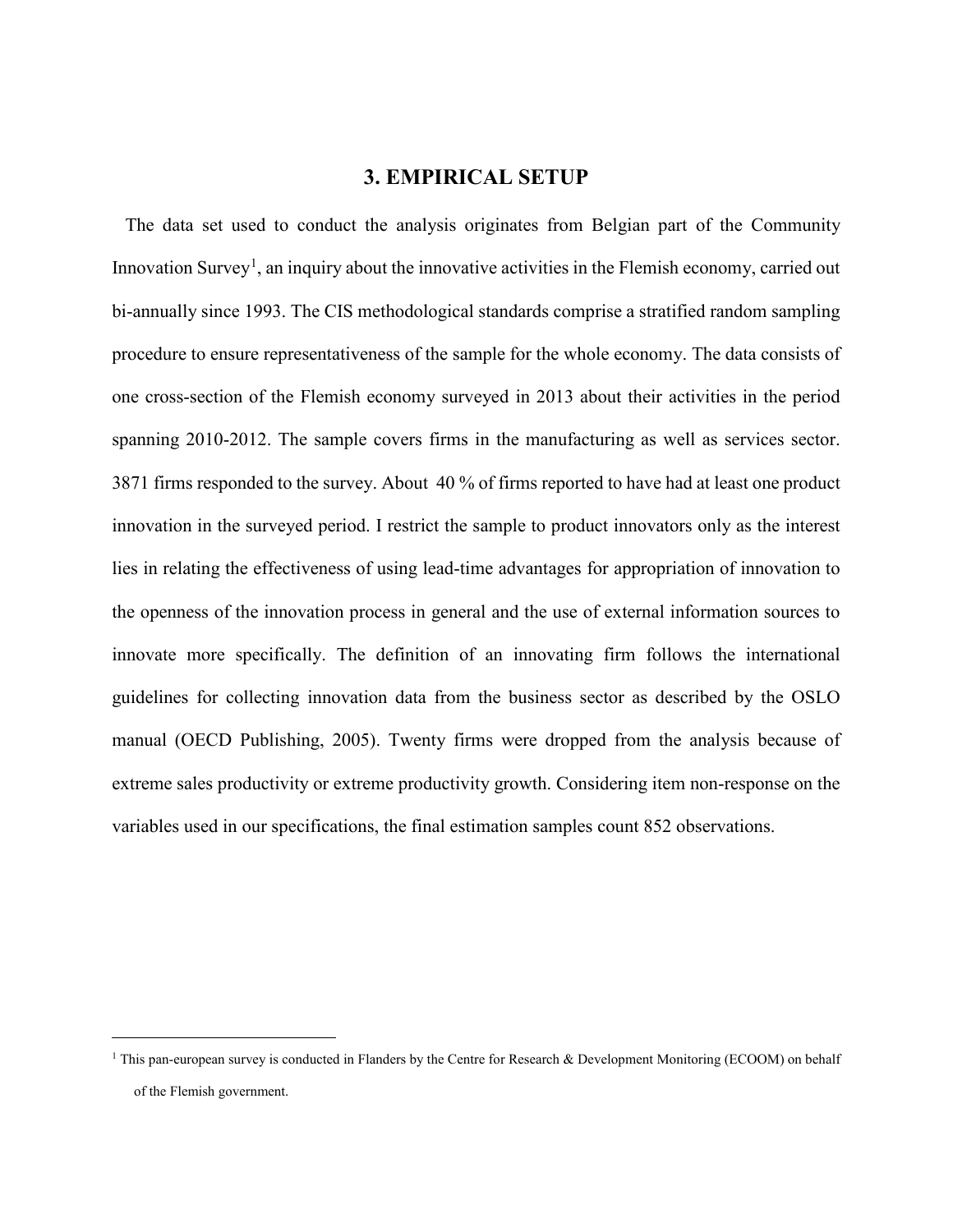## 3. EMPIRICAL SETUP

The data set used to conduct the analysis originates from Belgian part of the Community Innovation Survey[1], an inquiry about the innovative activities in the Flemish economy, carried out bi-annually since 1993. The CIS methodological standards comprise a stratified random sampling procedure to ensure representativeness of the sample for the whole economy. The data consists of one cross-section of the Flemish economy surveyed in 2013 about their activities in the period spanning 2010-2012. The sample covers firms in the manufacturing as well as services sector. 3871 firms responded to the survey. About 40 % of firms reported to have had at least one product innovation in the surveyed period. I restrict the sample to product innovators only as the interest lies in relating the effectiveness of using lead-time advantages for appropriation of innovation to the openness of the innovation process in general and the use of external information sources to innovate more specifically. The definition of an innovating firm follows the international guidelines for collecting innovation data from the business sector as described by the OSLO manual (OECD Publishing, 2005). Twenty firms were dropped from the analysis because of extreme sales productivity or extreme productivity growth. Considering item non-response on the variables used in our specifications, the final estimation samples count 852 observations.

[1] This pan-european survey is conducted in Flanders by the Centre for Research & Development Monitoring (ECOOM) on behalf of the Flemish government.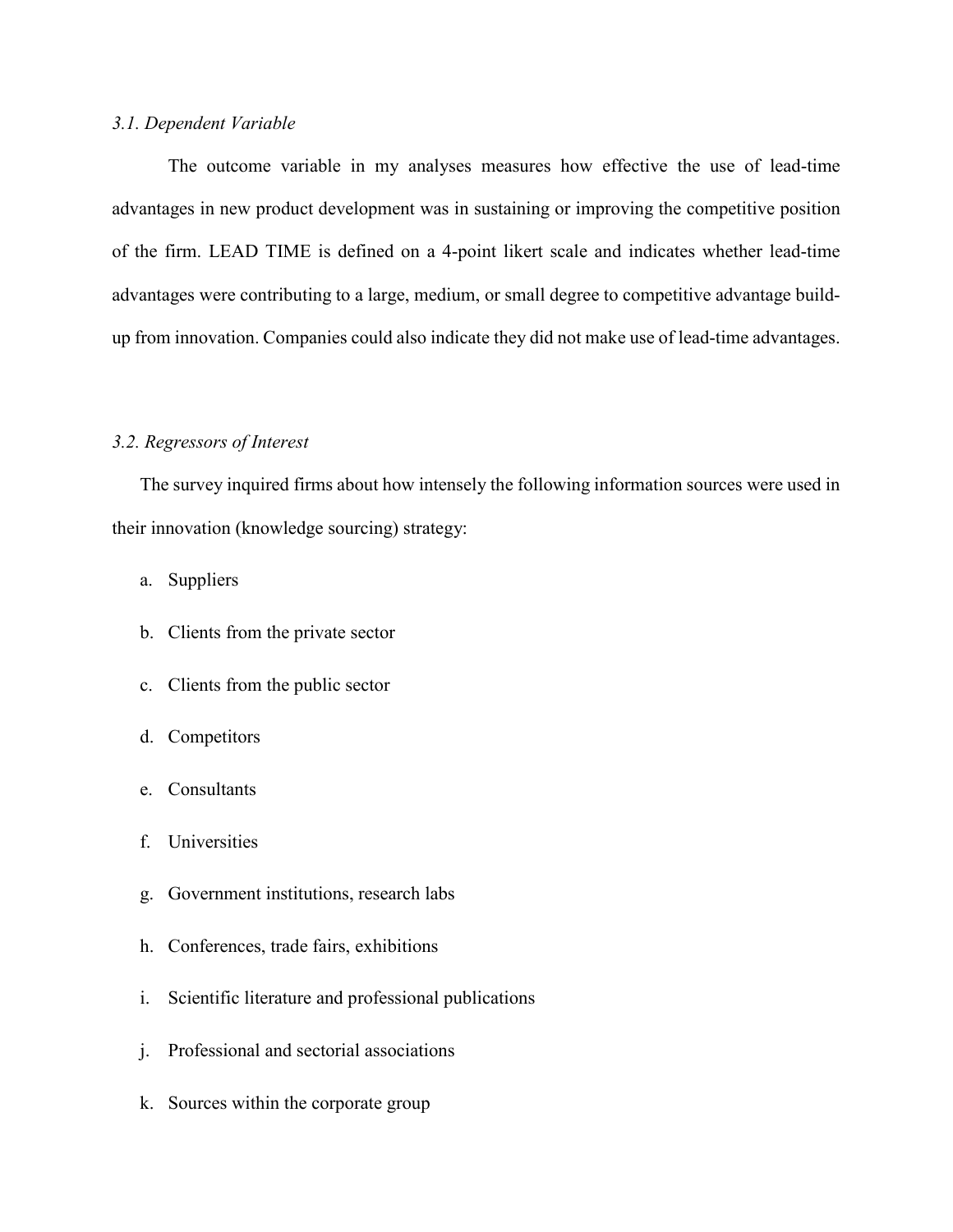### *3.1. Dependent Variable*

The outcome variable in my analyses measures how effective the use of lead-time advantages in new product development was in sustaining or improving the competitive position of the firm. LEAD TIME is defined on a 4-point likert scale and indicates whether lead-time advantages were contributing to a large, medium, or small degree to competitive advantage build-up from innovation. Companies could also indicate they did not make use of lead-time advantages.

### *3.2. Regressors of Interest*

The survey inquired firms about how intensely the following information sources were used in their innovation (knowledge sourcing) strategy:

a. Suppliers
b. Clients from the private sector
c. Clients from the public sector
d. Competitors
e. Consultants
f. Universities
g. Government institutions, research labs
h. Conferences, trade fairs, exhibitions
i. Scientific literature and professional publications
j. Professional and sectorial associations
k. Sources within the corporate group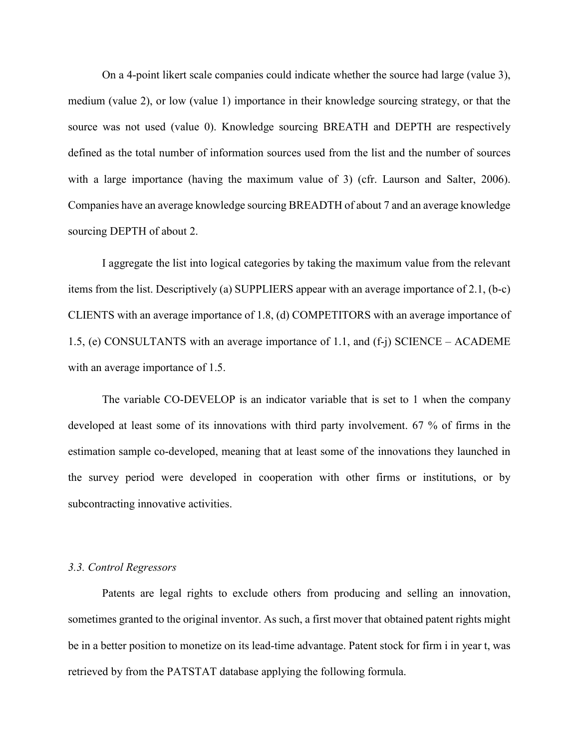On a 4-point likert scale companies could indicate whether the source had large (value 3), medium (value 2), or low (value 1) importance in their knowledge sourcing strategy, or that the source was not used (value 0). Knowledge sourcing BREATH and DEPTH are respectively defined as the total number of information sources used from the list and the number of sources with a large importance (having the maximum value of 3) (cfr. Laurson and Salter, 2006). Companies have an average knowledge sourcing BREADTH of about 7 and an average knowledge sourcing DEPTH of about 2.

I aggregate the list into logical categories by taking the maximum value from the relevant items from the list. Descriptively (a) SUPPLIERS appear with an average importance of 2.1, (b-c) CLIENTS with an average importance of 1.8, (d) COMPETITORS with an average importance of 1.5, (e) CONSULTANTS with an average importance of 1.1, and (f-j) SCIENCE – ACADEME with an average importance of 1.5.

The variable CO-DEVELOP is an indicator variable that is set to 1 when the company developed at least some of its innovations with third party involvement. 67 % of firms in the estimation sample co-developed, meaning that at least some of the innovations they launched in the survey period were developed in cooperation with other firms or institutions, or by subcontracting innovative activities.

### *3.3. Control Regressors*

Patents are legal rights to exclude others from producing and selling an innovation, sometimes granted to the original inventor. As such, a first mover that obtained patent rights might be in a better position to monetize on its lead-time advantage. Patent stock for firm i in year t, was retrieved by from the PATSTAT database applying the following formula.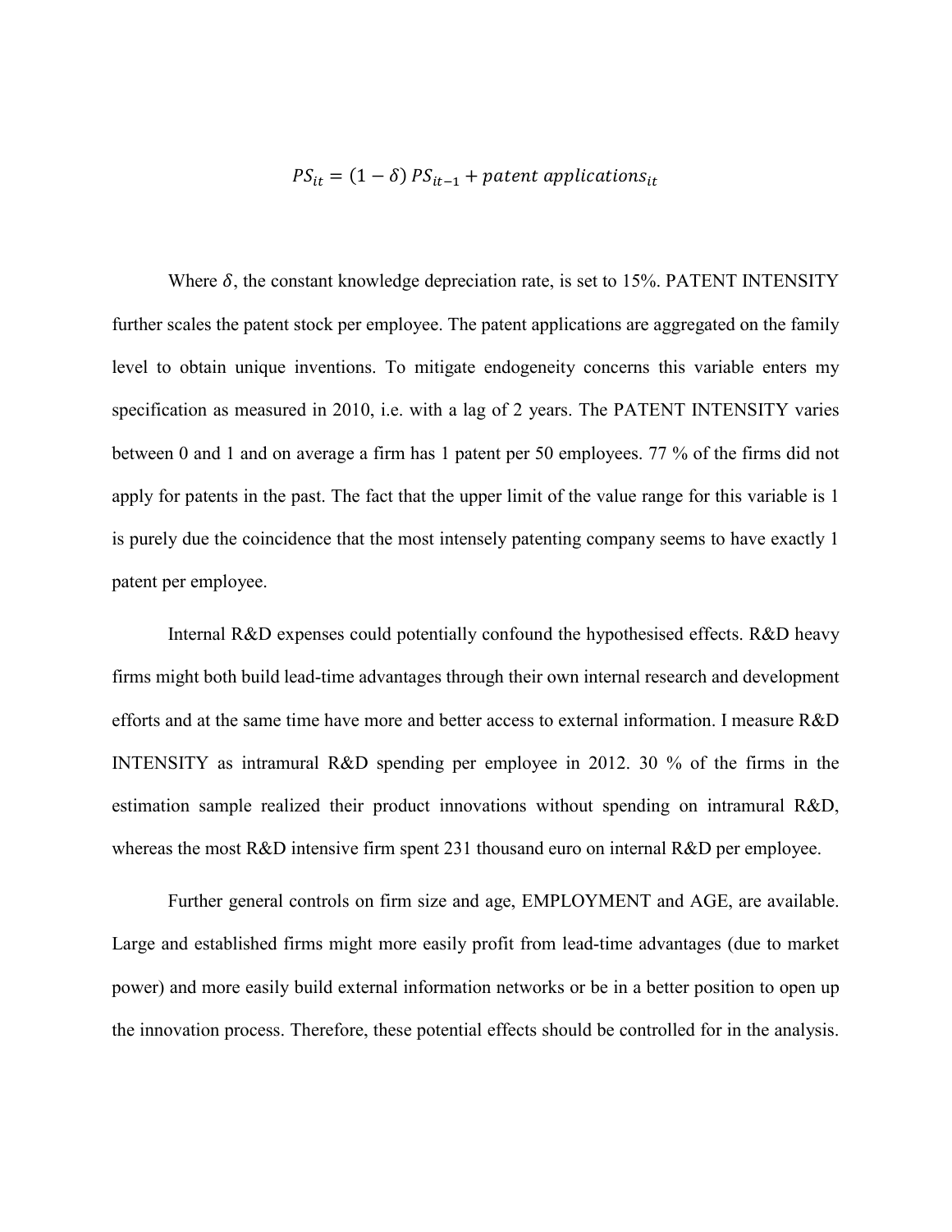$$PS_{it} = (1 - \delta)\, PS_{it-1} + patent\ applications_{it}$$

Where $\delta$, the constant knowledge depreciation rate, is set to 15%. PATENT INTENSITY further scales the patent stock per employee. The patent applications are aggregated on the family level to obtain unique inventions. To mitigate endogeneity concerns this variable enters my specification as measured in 2010, i.e. with a lag of 2 years. The PATENT INTENSITY varies between 0 and 1 and on average a firm has 1 patent per 50 employees. 77 % of the firms did not apply for patents in the past. The fact that the upper limit of the value range for this variable is 1 is purely due the coincidence that the most intensely patenting company seems to have exactly 1 patent per employee.

Internal R&D expenses could potentially confound the hypothesised effects. R&D heavy firms might both build lead-time advantages through their own internal research and development efforts and at the same time have more and better access to external information. I measure R&D INTENSITY as intramural R&D spending per employee in 2012. 30 % of the firms in the estimation sample realized their product innovations without spending on intramural R&D, whereas the most R&D intensive firm spent 231 thousand euro on internal R&D per employee.

Further general controls on firm size and age, EMPLOYMENT and AGE, are available. Large and established firms might more easily profit from lead-time advantages (due to market power) and more easily build external information networks or be in a better position to open up the innovation process. Therefore, these potential effects should be controlled for in the analysis.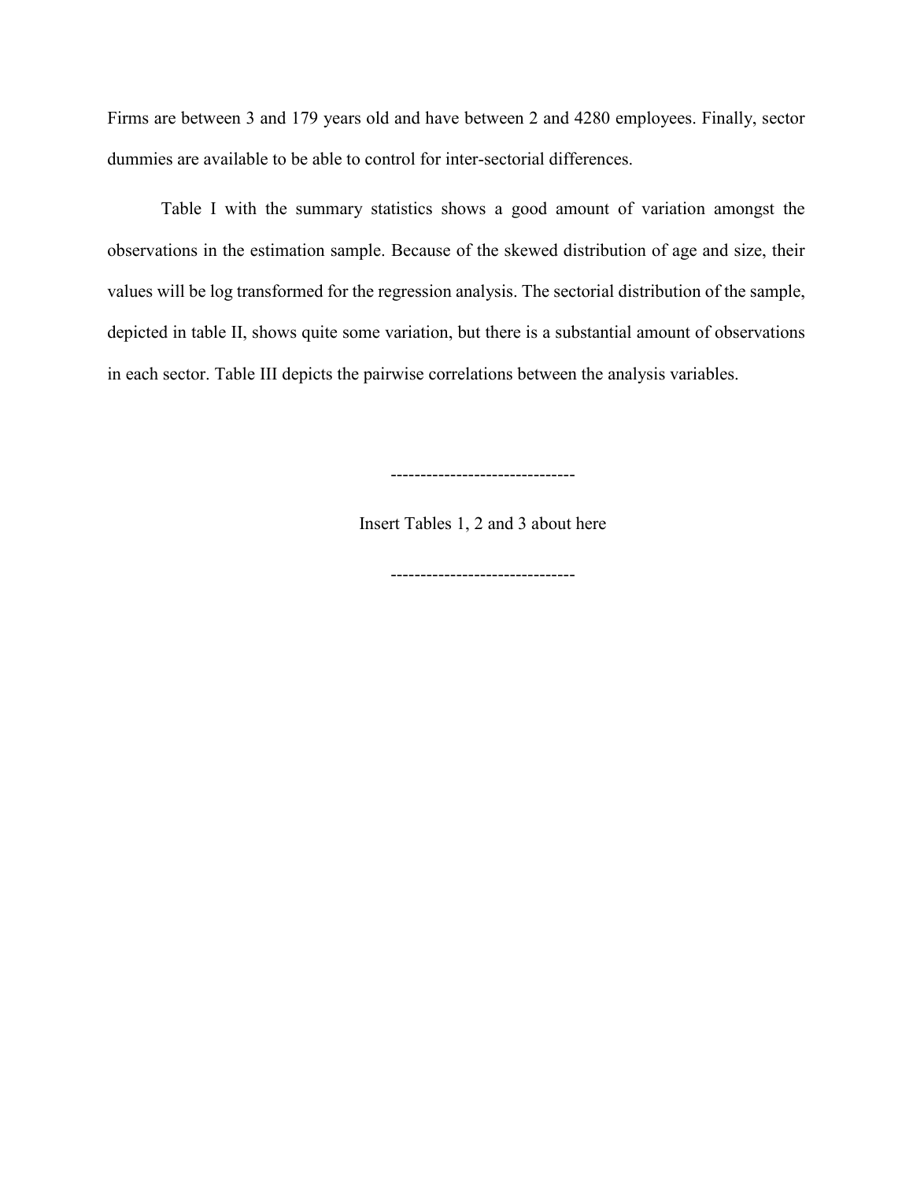Firms are between 3 and 179 years old and have between 2 and 4280 employees. Finally, sector dummies are available to be able to control for inter-sectorial differences.

Table I with the summary statistics shows a good amount of variation amongst the observations in the estimation sample. Because of the skewed distribution of age and size, their values will be log transformed for the regression analysis. The sectorial distribution of the sample, depicted in table II, shows quite some variation, but there is a substantial amount of observations in each sector. Table III depicts the pairwise correlations between the analysis variables.

-------------------------------

Insert Tables 1, 2 and 3 about here

-------------------------------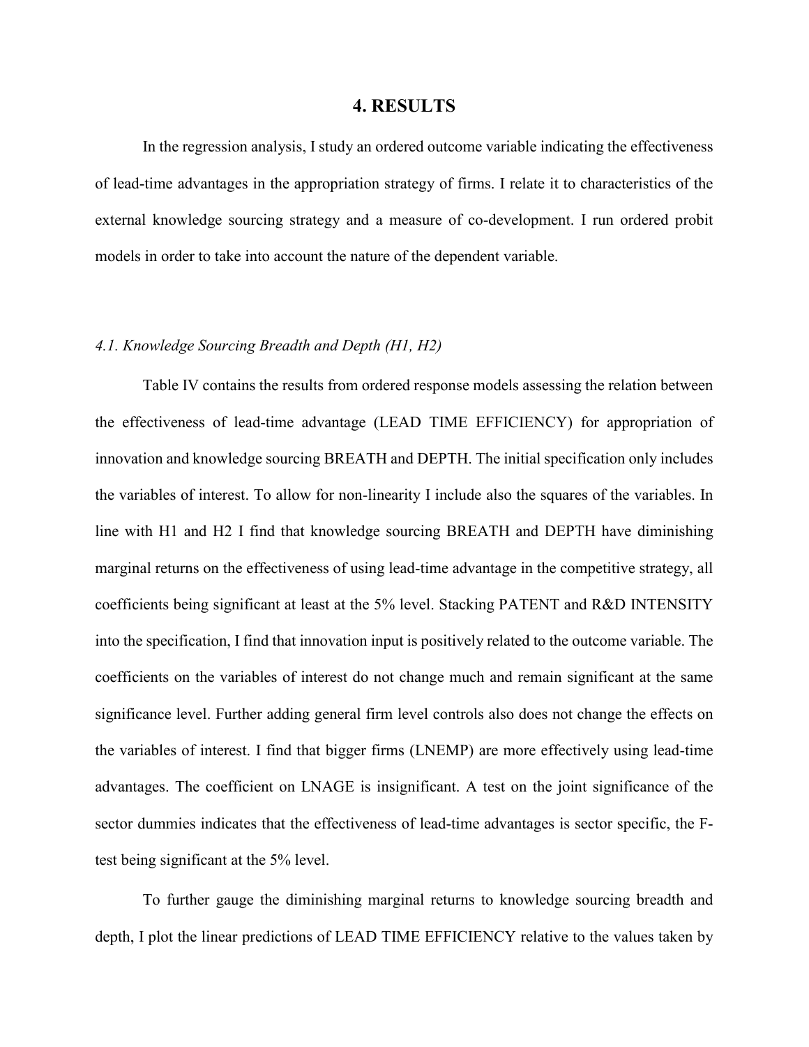# 4. RESULTS

In the regression analysis, I study an ordered outcome variable indicating the effectiveness of lead-time advantages in the appropriation strategy of firms. I relate it to characteristics of the external knowledge sourcing strategy and a measure of co-development. I run ordered probit models in order to take into account the nature of the dependent variable.

### *4.1. Knowledge Sourcing Breadth and Depth (H1, H2)*

Table IV contains the results from ordered response models assessing the relation between the effectiveness of lead-time advantage (LEAD TIME EFFICIENCY) for appropriation of innovation and knowledge sourcing BREATH and DEPTH. The initial specification only includes the variables of interest. To allow for non-linearity I include also the squares of the variables. In line with H1 and H2 I find that knowledge sourcing BREATH and DEPTH have diminishing marginal returns on the effectiveness of using lead-time advantage in the competitive strategy, all coefficients being significant at least at the 5% level. Stacking PATENT and R&D INTENSITY into the specification, I find that innovation input is positively related to the outcome variable. The coefficients on the variables of interest do not change much and remain significant at the same significance level. Further adding general firm level controls also does not change the effects on the variables of interest. I find that bigger firms (LNEMP) are more effectively using lead-time advantages. The coefficient on LNAGE is insignificant. A test on the joint significance of the sector dummies indicates that the effectiveness of lead-time advantages is sector specific, the F-test being significant at the 5% level.

To further gauge the diminishing marginal returns to knowledge sourcing breadth and depth, I plot the linear predictions of LEAD TIME EFFICIENCY relative to the values taken by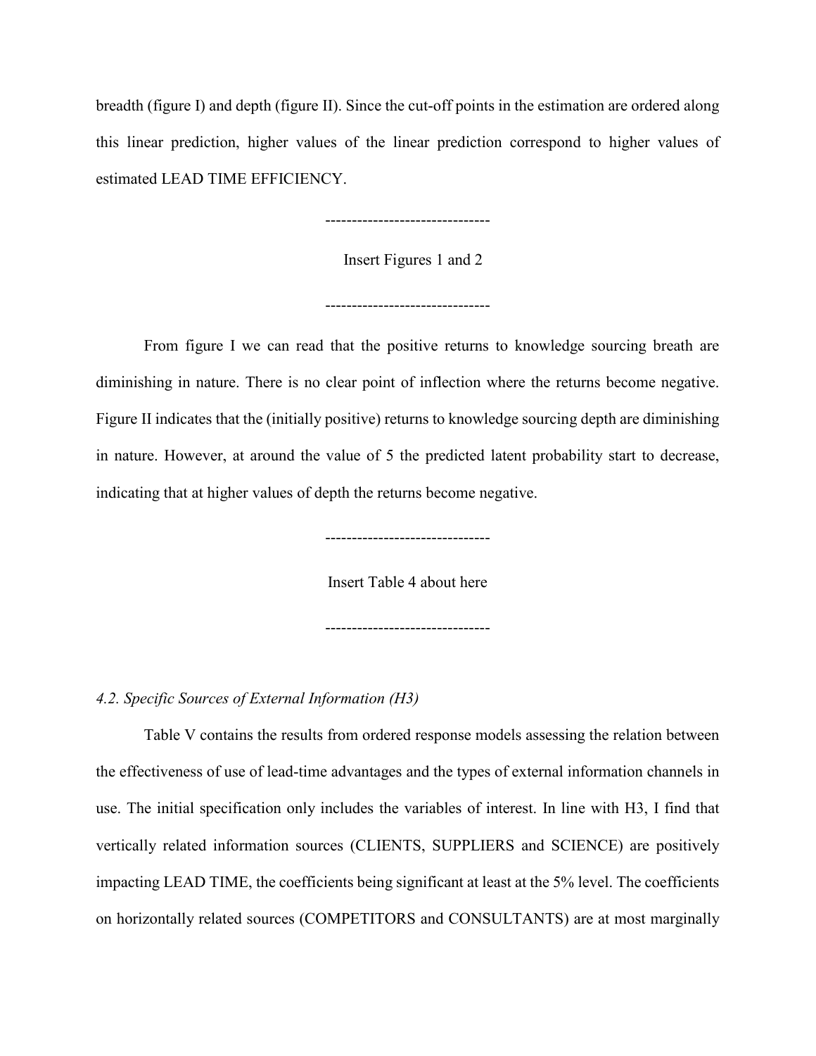breadth (figure I) and depth (figure II). Since the cut-off points in the estimation are ordered along this linear prediction, higher values of the linear prediction correspond to higher values of estimated LEAD TIME EFFICIENCY.

-------------------------------

Insert Figures 1 and 2

-------------------------------

From figure I we can read that the positive returns to knowledge sourcing breath are diminishing in nature. There is no clear point of inflection where the returns become negative. Figure II indicates that the (initially positive) returns to knowledge sourcing depth are diminishing in nature. However, at around the value of 5 the predicted latent probability start to decrease, indicating that at higher values of depth the returns become negative.

-------------------------------

Insert Table 4 about here

-------------------------------

*4.2. Specific Sources of External Information (H3)*

Table V contains the results from ordered response models assessing the relation between the effectiveness of use of lead-time advantages and the types of external information channels in use. The initial specification only includes the variables of interest. In line with H3, I find that vertically related information sources (CLIENTS, SUPPLIERS and SCIENCE) are positively impacting LEAD TIME, the coefficients being significant at least at the 5% level. The coefficients on horizontally related sources (COMPETITORS and CONSULTANTS) are at most marginally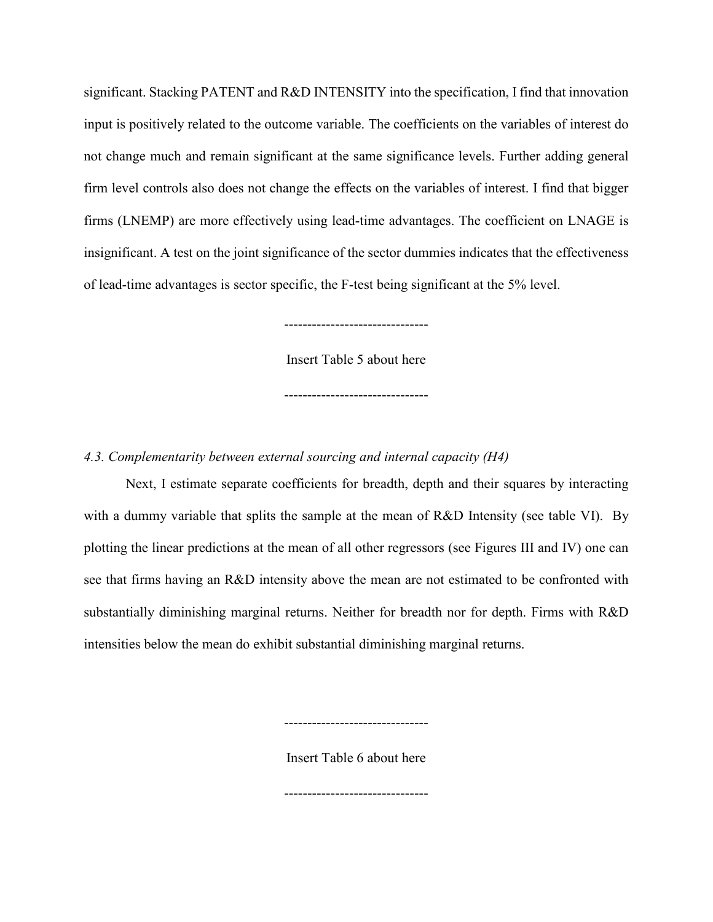significant. Stacking PATENT and R&D INTENSITY into the specification, I find that innovation input is positively related to the outcome variable. The coefficients on the variables of interest do not change much and remain significant at the same significance levels. Further adding general firm level controls also does not change the effects on the variables of interest. I find that bigger firms (LNEMP) are more effectively using lead-time advantages. The coefficient on LNAGE is insignificant. A test on the joint significance of the sector dummies indicates that the effectiveness of lead-time advantages is sector specific, the F-test being significant at the 5% level.

-------------------------------

Insert Table 5 about here

-------------------------------

*4.3. Complementarity between external sourcing and internal capacity (H4)*

Next, I estimate separate coefficients for breadth, depth and their squares by interacting with a dummy variable that splits the sample at the mean of R&D Intensity (see table VI). By plotting the linear predictions at the mean of all other regressors (see Figures III and IV) one can see that firms having an R&D intensity above the mean are not estimated to be confronted with substantially diminishing marginal returns. Neither for breadth nor for depth. Firms with R&D intensities below the mean do exhibit substantial diminishing marginal returns.

-------------------------------

Insert Table 6 about here

-------------------------------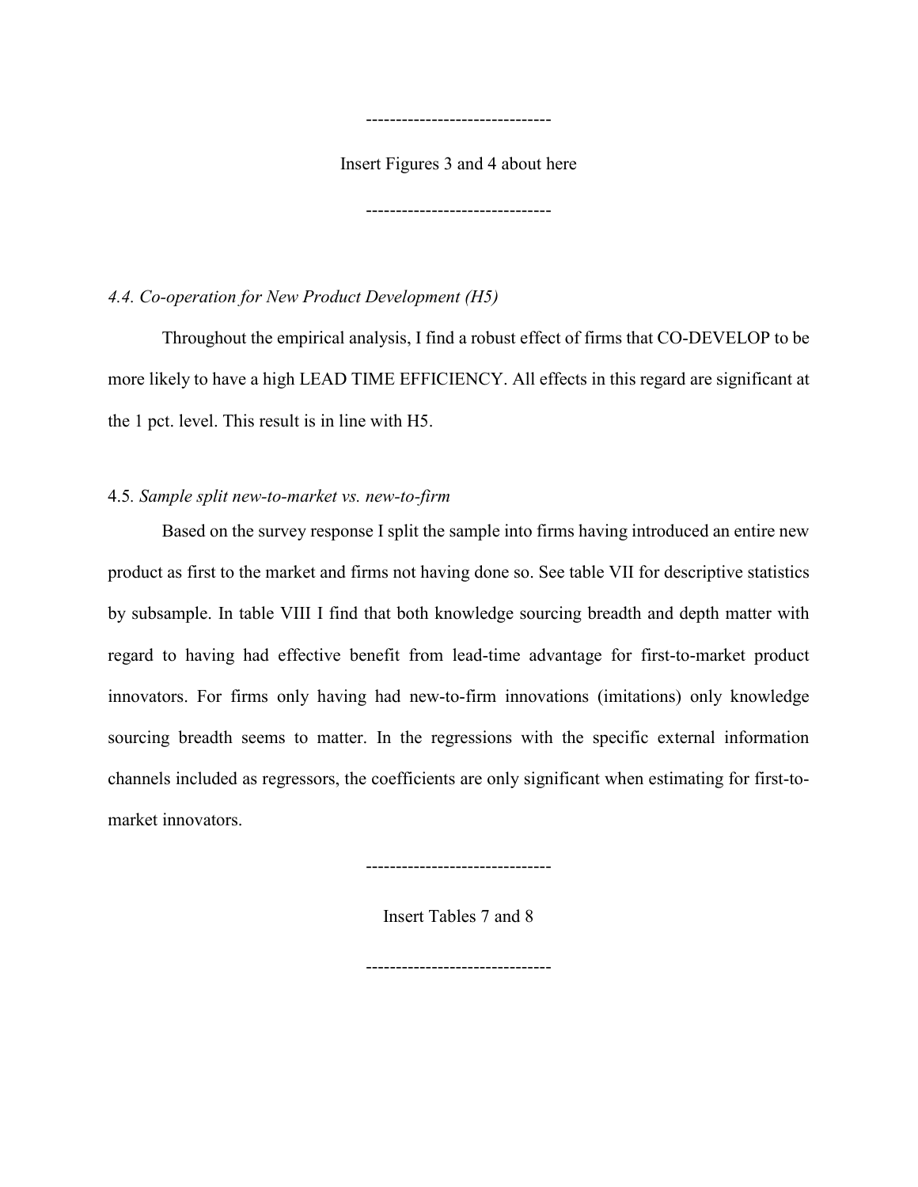-------------------------------

Insert Figures 3 and 4 about here

-------------------------------

### *4.4. Co-operation for New Product Development (H5)*

Throughout the empirical analysis, I find a robust effect of firms that CO-DEVELOP to be more likely to have a high LEAD TIME EFFICIENCY. All effects in this regard are significant at the 1 pct. level. This result is in line with H5.

### 4.5. *Sample split new-to-market vs. new-to-firm*

Based on the survey response I split the sample into firms having introduced an entire new product as first to the market and firms not having done so. See table VII for descriptive statistics by subsample. In table VIII I find that both knowledge sourcing breadth and depth matter with regard to having had effective benefit from lead-time advantage for first-to-market product innovators. For firms only having had new-to-firm innovations (imitations) only knowledge sourcing breadth seems to matter. In the regressions with the specific external information channels included as regressors, the coefficients are only significant when estimating for first-to-market innovators.

-------------------------------

Insert Tables 7 and 8

-------------------------------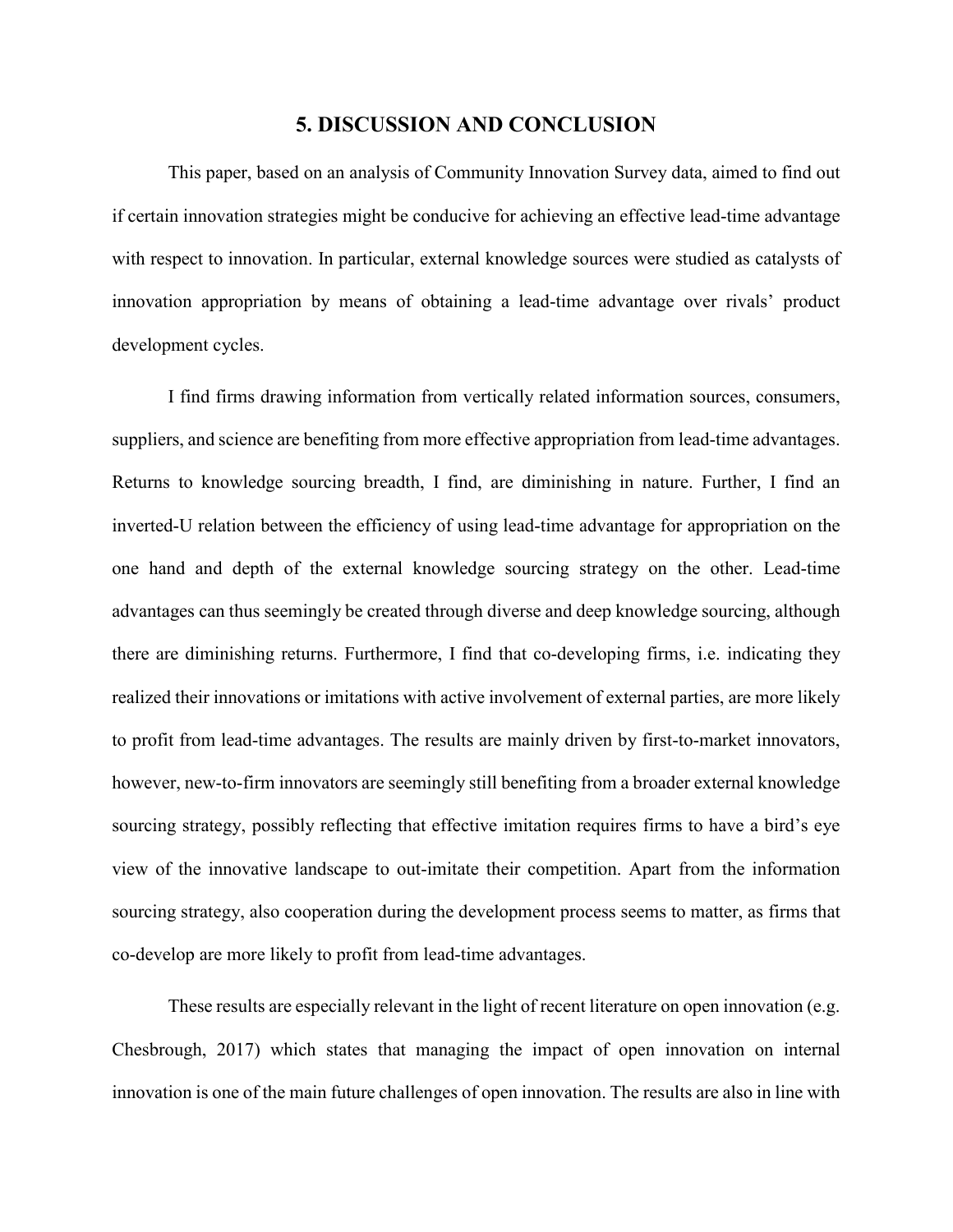## 5. DISCUSSION AND CONCLUSION

This paper, based on an analysis of Community Innovation Survey data, aimed to find out if certain innovation strategies might be conducive for achieving an effective lead-time advantage with respect to innovation. In particular, external knowledge sources were studied as catalysts of innovation appropriation by means of obtaining a lead-time advantage over rivals' product development cycles.

I find firms drawing information from vertically related information sources, consumers, suppliers, and science are benefiting from more effective appropriation from lead-time advantages. Returns to knowledge sourcing breadth, I find, are diminishing in nature. Further, I find an inverted-U relation between the efficiency of using lead-time advantage for appropriation on the one hand and depth of the external knowledge sourcing strategy on the other. Lead-time advantages can thus seemingly be created through diverse and deep knowledge sourcing, although there are diminishing returns. Furthermore, I find that co-developing firms, i.e. indicating they realized their innovations or imitations with active involvement of external parties, are more likely to profit from lead-time advantages. The results are mainly driven by first-to-market innovators, however, new-to-firm innovators are seemingly still benefiting from a broader external knowledge sourcing strategy, possibly reflecting that effective imitation requires firms to have a bird's eye view of the innovative landscape to out-imitate their competition. Apart from the information sourcing strategy, also cooperation during the development process seems to matter, as firms that co-develop are more likely to profit from lead-time advantages.

These results are especially relevant in the light of recent literature on open innovation (e.g. Chesbrough, 2017) which states that managing the impact of open innovation on internal innovation is one of the main future challenges of open innovation. The results are also in line with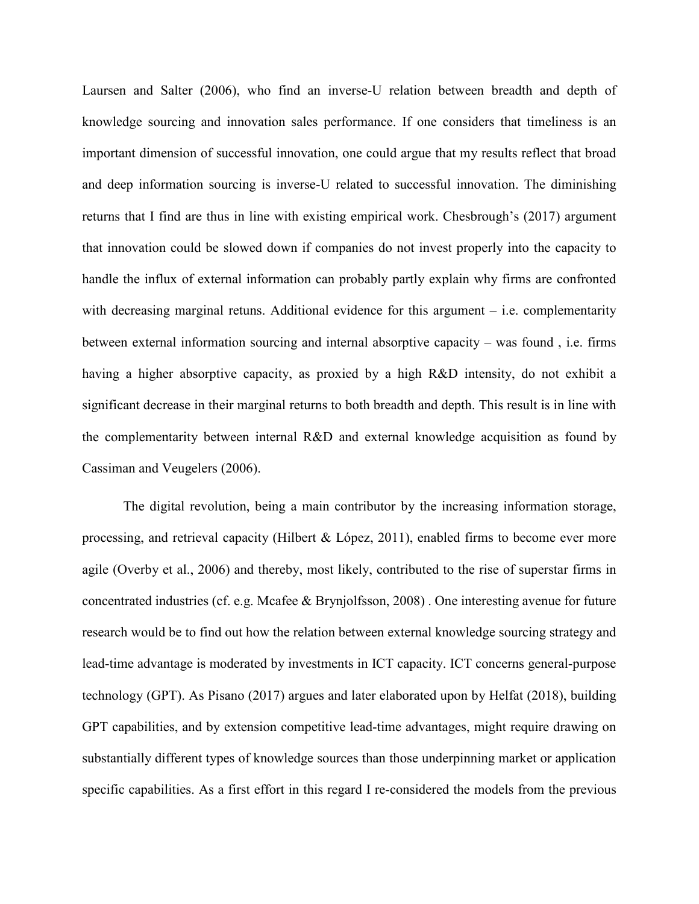Laursen and Salter (2006), who find an inverse-U relation between breadth and depth of knowledge sourcing and innovation sales performance. If one considers that timeliness is an important dimension of successful innovation, one could argue that my results reflect that broad and deep information sourcing is inverse-U related to successful innovation. The diminishing returns that I find are thus in line with existing empirical work. Chesbrough's (2017) argument that innovation could be slowed down if companies do not invest properly into the capacity to handle the influx of external information can probably partly explain why firms are confronted with decreasing marginal retuns. Additional evidence for this argument – i.e. complementarity between external information sourcing and internal absorptive capacity – was found , i.e. firms having a higher absorptive capacity, as proxied by a high R&D intensity, do not exhibit a significant decrease in their marginal returns to both breadth and depth. This result is in line with the complementarity between internal R&D and external knowledge acquisition as found by Cassiman and Veugelers (2006).

The digital revolution, being a main contributor by the increasing information storage, processing, and retrieval capacity (Hilbert & López, 2011), enabled firms to become ever more agile (Overby et al., 2006) and thereby, most likely, contributed to the rise of superstar firms in concentrated industries (cf. e.g. Mcafee & Brynjolfsson, 2008) . One interesting avenue for future research would be to find out how the relation between external knowledge sourcing strategy and lead-time advantage is moderated by investments in ICT capacity. ICT concerns general-purpose technology (GPT). As Pisano (2017) argues and later elaborated upon by Helfat (2018), building GPT capabilities, and by extension competitive lead-time advantages, might require drawing on substantially different types of knowledge sources than those underpinning market or application specific capabilities. As a first effort in this regard I re-considered the models from the previous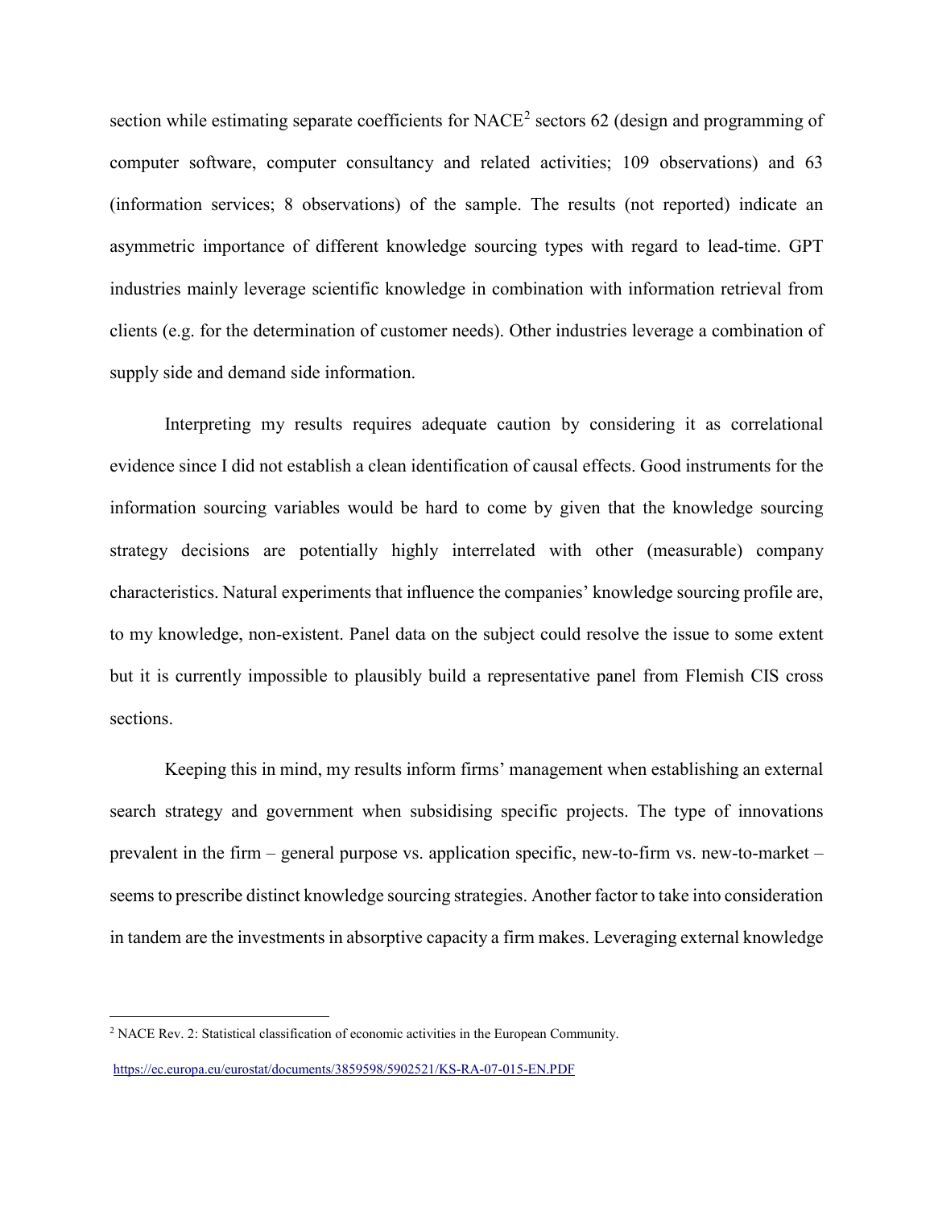section while estimating separate coefficients for NACE[2] sectors 62 (design and programming of computer software, computer consultancy and related activities; 109 observations) and 63 (information services; 8 observations) of the sample. The results (not reported) indicate an asymmetric importance of different knowledge sourcing types with regard to lead-time. GPT industries mainly leverage scientific knowledge in combination with information retrieval from clients (e.g. for the determination of customer needs). Other industries leverage a combination of supply side and demand side information.

Interpreting my results requires adequate caution by considering it as correlational evidence since I did not establish a clean identification of causal effects. Good instruments for the information sourcing variables would be hard to come by given that the knowledge sourcing strategy decisions are potentially highly interrelated with other (measurable) company characteristics. Natural experiments that influence the companies' knowledge sourcing profile are, to my knowledge, non-existent. Panel data on the subject could resolve the issue to some extent but it is currently impossible to plausibly build a representative panel from Flemish CIS cross sections.

Keeping this in mind, my results inform firms' management when establishing an external search strategy and government when subsidising specific projects. The type of innovations prevalent in the firm – general purpose vs. application specific, new-to-firm vs. new-to-market – seems to prescribe distinct knowledge sourcing strategies. Another factor to take into consideration in tandem are the investments in absorptive capacity a firm makes. Leveraging external knowledge

[2] NACE Rev. 2: Statistical classification of economic activities in the European Community. https://ec.europa.eu/eurostat/documents/3859598/5902521/KS-RA-07-015-EN.PDF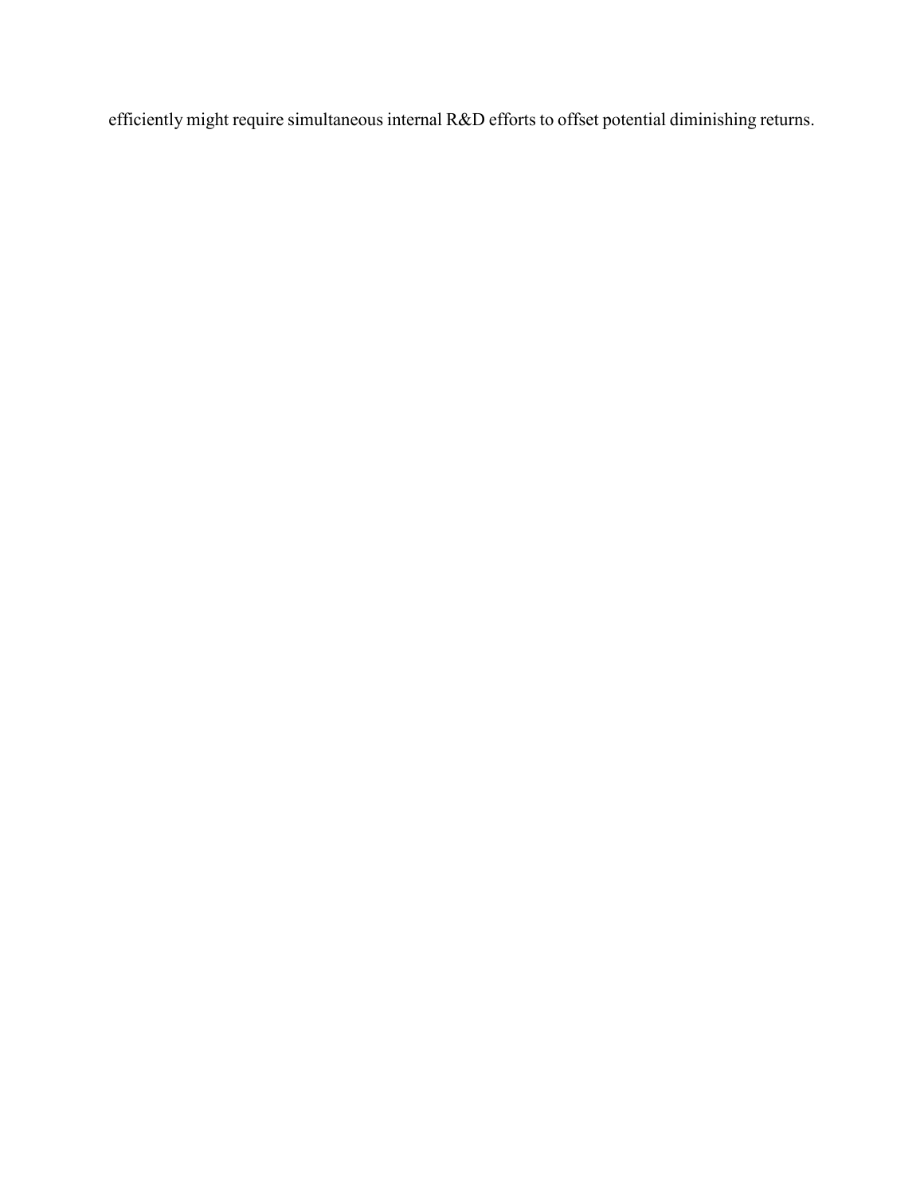efficiently might require simultaneous internal R&D efforts to offset potential diminishing returns.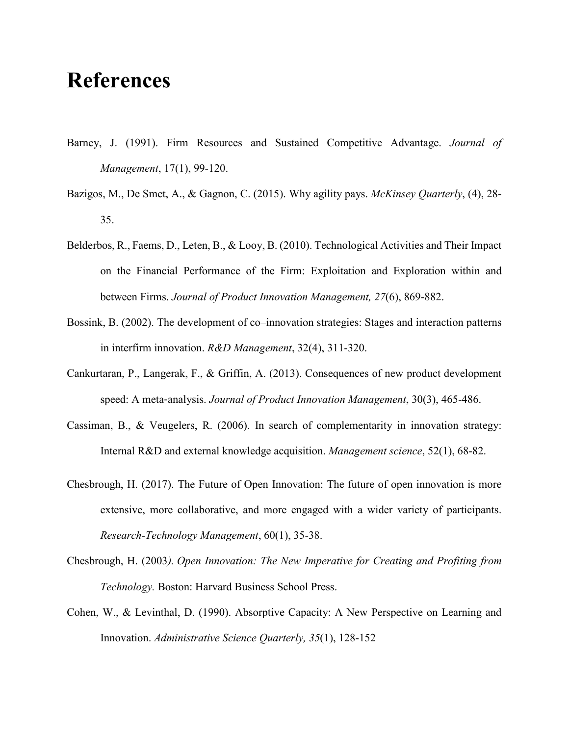# References

Barney, J. (1991). Firm Resources and Sustained Competitive Advantage. *Journal of Management*, 17(1), 99-120.

Bazigos, M., De Smet, A., & Gagnon, C. (2015). Why agility pays. *McKinsey Quarterly*, (4), 28-35.

Belderbos, R., Faems, D., Leten, B., & Looy, B. (2010). Technological Activities and Their Impact on the Financial Performance of the Firm: Exploitation and Exploration within and between Firms. *Journal of Product Innovation Management, 27*(6), 869-882.

Bossink, B. (2002). The development of co–innovation strategies: Stages and interaction patterns in interfirm innovation. *R&D Management*, 32(4), 311-320.

Cankurtaran, P., Langerak, F., & Griffin, A. (2013). Consequences of new product development speed: A meta-analysis. *Journal of Product Innovation Management*, 30(3), 465-486.

Cassiman, B., & Veugelers, R. (2006). In search of complementarity in innovation strategy: Internal R&D and external knowledge acquisition. *Management science*, 52(1), 68-82.

Chesbrough, H. (2017). The Future of Open Innovation: The future of open innovation is more extensive, more collaborative, and more engaged with a wider variety of participants. *Research-Technology Management*, 60(1), 35-38.

Chesbrough, H. (2003*). Open Innovation: The New Imperative for Creating and Profiting from Technology.* Boston: Harvard Business School Press.

Cohen, W., & Levinthal, D. (1990). Absorptive Capacity: A New Perspective on Learning and Innovation. *Administrative Science Quarterly, 35*(1), 128-152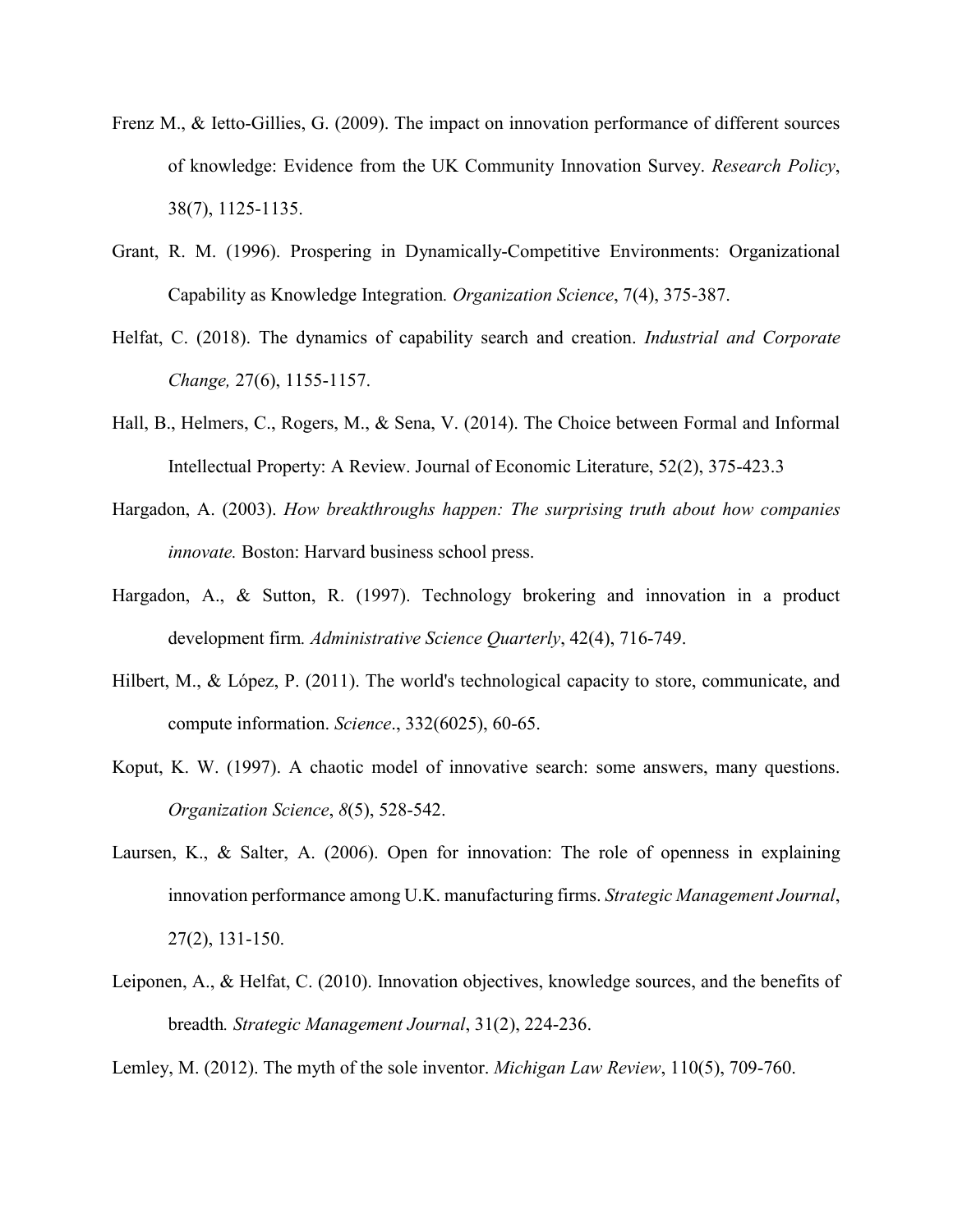Frenz M., & Ietto-Gillies, G. (2009). The impact on innovation performance of different sources of knowledge: Evidence from the UK Community Innovation Survey. *Research Policy*, 38(7), 1125-1135.

Grant, R. M. (1996). Prospering in Dynamically-Competitive Environments: Organizational Capability as Knowledge Integration*. Organization Science*, 7(4), 375-387.

Helfat, C. (2018). The dynamics of capability search and creation. *Industrial and Corporate Change,* 27(6), 1155-1157.

Hall, B., Helmers, C., Rogers, M., & Sena, V. (2014). The Choice between Formal and Informal Intellectual Property: A Review. Journal of Economic Literature, 52(2), 375-423.3

Hargadon, A. (2003). *How breakthroughs happen: The surprising truth about how companies innovate.* Boston: Harvard business school press.

Hargadon, A., & Sutton, R. (1997). Technology brokering and innovation in a product development firm*. Administrative Science Quarterly*, 42(4), 716-749.

Hilbert, M., & López, P. (2011). The world's technological capacity to store, communicate, and compute information. *Science*., 332(6025), 60-65.

Koput, K. W. (1997). A chaotic model of innovative search: some answers, many questions. *Organization Science*, *8*(5), 528-542.

Laursen, K., & Salter, A. (2006). Open for innovation: The role of openness in explaining innovation performance among U.K. manufacturing firms. *Strategic Management Journal*, 27(2), 131-150.

Leiponen, A., & Helfat, C. (2010). Innovation objectives, knowledge sources, and the benefits of breadth*. Strategic Management Journal*, 31(2), 224-236.

Lemley, M. (2012). The myth of the sole inventor. *Michigan Law Review*, 110(5), 709-760.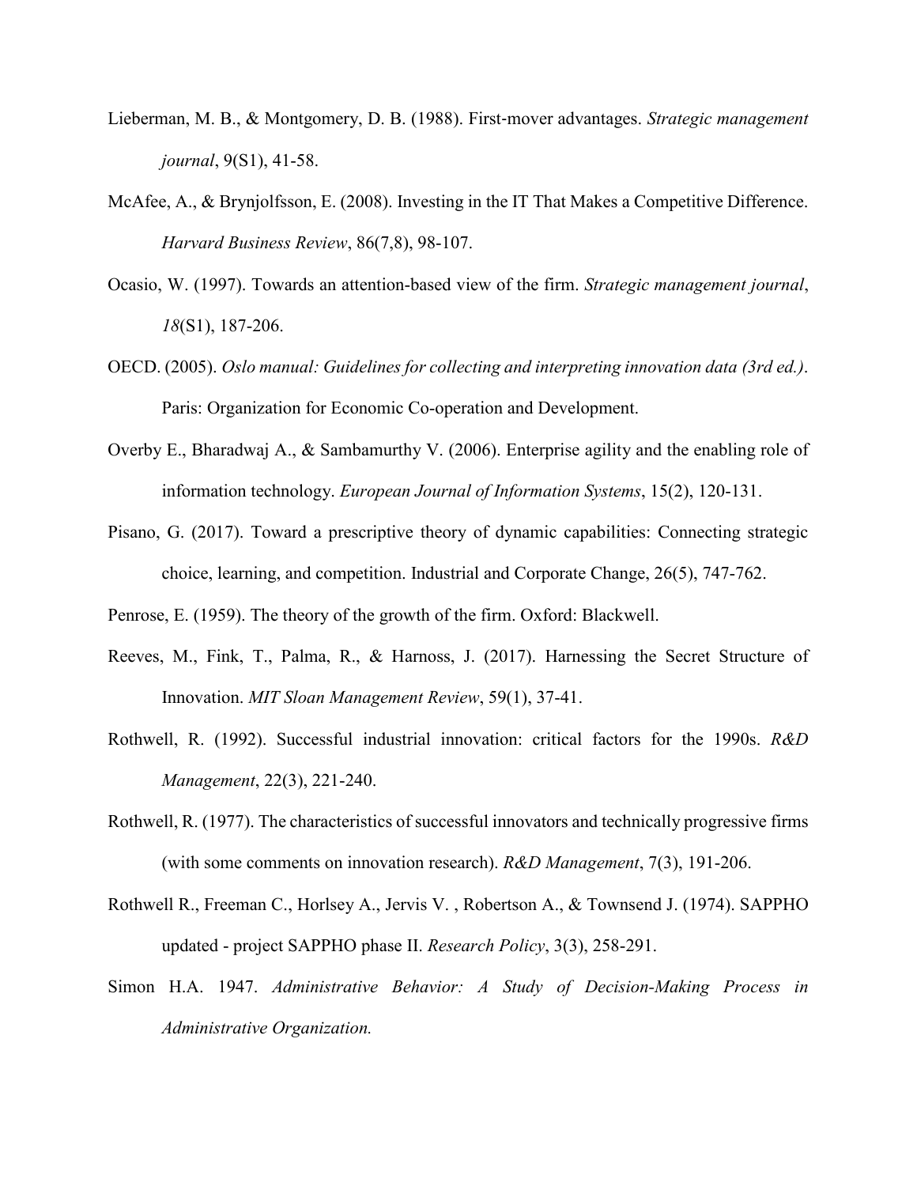Lieberman, M. B., & Montgomery, D. B. (1988). First-mover advantages. *Strategic management journal*, 9(S1), 41-58.

McAfee, A., & Brynjolfsson, E. (2008). Investing in the IT That Makes a Competitive Difference. *Harvard Business Review*, 86(7,8), 98-107.

Ocasio, W. (1997). Towards an attention-based view of the firm. *Strategic management journal*, *18*(S1), 187-206.

OECD. (2005). *Oslo manual: Guidelines for collecting and interpreting innovation data (3rd ed.)*. Paris: Organization for Economic Co-operation and Development.

Overby E., Bharadwaj A., & Sambamurthy V. (2006). Enterprise agility and the enabling role of information technology. *European Journal of Information Systems*, 15(2), 120-131.

Pisano, G. (2017). Toward a prescriptive theory of dynamic capabilities: Connecting strategic choice, learning, and competition. Industrial and Corporate Change, 26(5), 747-762.

Penrose, E. (1959). The theory of the growth of the firm. Oxford: Blackwell.

Reeves, M., Fink, T., Palma, R., & Harnoss, J. (2017). Harnessing the Secret Structure of Innovation. *MIT Sloan Management Review*, 59(1), 37-41.

Rothwell, R. (1992). Successful industrial innovation: critical factors for the 1990s. *R&D Management*, 22(3), 221-240.

Rothwell, R. (1977). The characteristics of successful innovators and technically progressive firms (with some comments on innovation research). *R&D Management*, 7(3), 191-206.

Rothwell R., Freeman C., Horlsey A., Jervis V. , Robertson A., & Townsend J. (1974). SAPPHO updated - project SAPPHO phase II. *Research Policy*, 3(3), 258-291.

Simon H.A. 1947. *Administrative Behavior: A Study of Decision-Making Process in Administrative Organization.*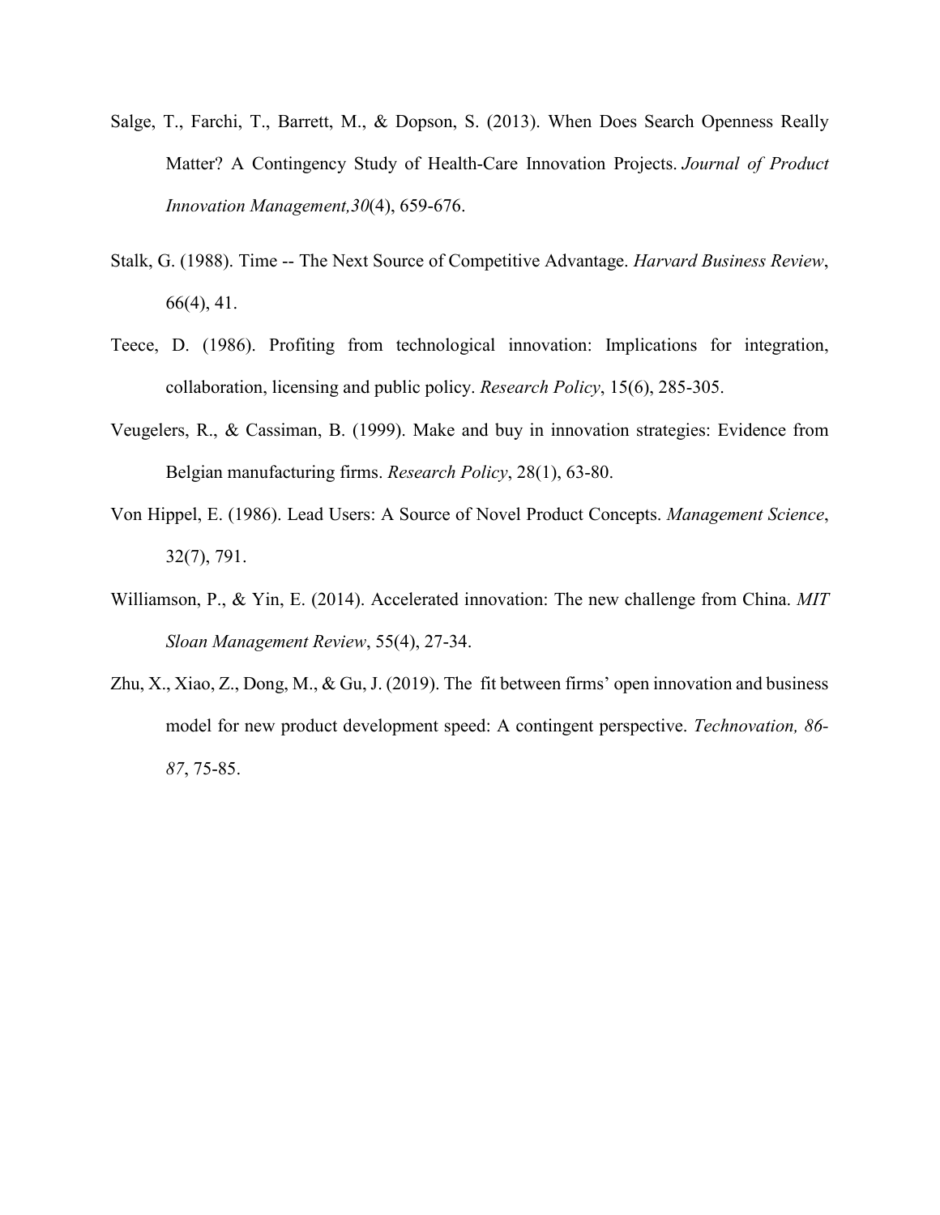Salge, T., Farchi, T., Barrett, M., & Dopson, S. (2013). When Does Search Openness Really Matter? A Contingency Study of Health-Care Innovation Projects. *Journal of Product Innovation Management,30*(4), 659-676.

Stalk, G. (1988). Time -- The Next Source of Competitive Advantage. *Harvard Business Review*, 66(4), 41.

Teece, D. (1986). Profiting from technological innovation: Implications for integration, collaboration, licensing and public policy. *Research Policy*, 15(6), 285-305.

Veugelers, R., & Cassiman, B. (1999). Make and buy in innovation strategies: Evidence from Belgian manufacturing firms. *Research Policy*, 28(1), 63-80.

Von Hippel, E. (1986). Lead Users: A Source of Novel Product Concepts. *Management Science*, 32(7), 791.

Williamson, P., & Yin, E. (2014). Accelerated innovation: The new challenge from China. *MIT Sloan Management Review*, 55(4), 27-34.

Zhu, X., Xiao, Z., Dong, M., & Gu, J. (2019). The fit between firms' open innovation and business model for new product development speed: A contingent perspective. *Technovation, 86-87*, 75-85.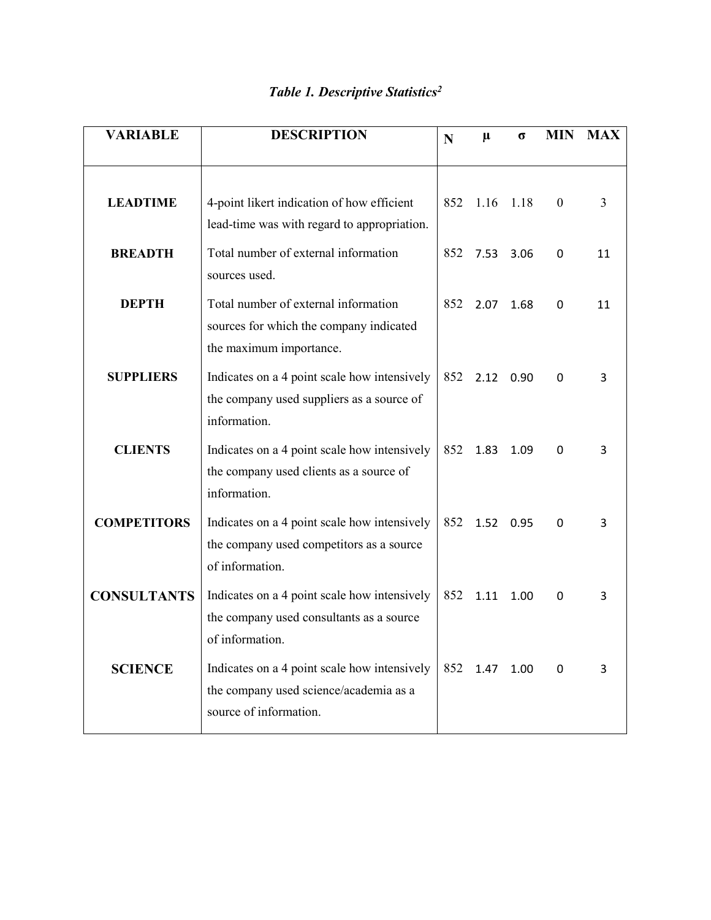*Table 1. Descriptive Statistics[2]*

| VARIABLE | DESCRIPTION | N | μ | σ | MIN | MAX |
|---|---|---|---|---|---|---|
| **LEADTIME** | 4-point likert indication of how efficient lead-time was with regard to appropriation. | 852 | 1.16 | 1.18 | 0 | 3 |
| **BREADTH** | Total number of external information sources used. | 852 | 7.53 | 3.06 | 0 | 11 |
| **DEPTH** | Total number of external information sources for which the company indicated the maximum importance. | 852 | 2.07 | 1.68 | 0 | 11 |
| **SUPPLIERS** | Indicates on a 4 point scale how intensively the company used suppliers as a source of information. | 852 | 2.12 | 0.90 | 0 | 3 |
| **CLIENTS** | Indicates on a 4 point scale how intensively the company used clients as a source of information. | 852 | 1.83 | 1.09 | 0 | 3 |
| **COMPETITORS** | Indicates on a 4 point scale how intensively the company used competitors as a source of information. | 852 | 1.52 | 0.95 | 0 | 3 |
| **CONSULTANTS** | Indicates on a 4 point scale how intensively the company used consultants as a source of information. | 852 | 1.11 | 1.00 | 0 | 3 |
| **SCIENCE** | Indicates on a 4 point scale how intensively the company used science/academia as a source of information. | 852 | 1.47 | 1.00 | 0 | 3 |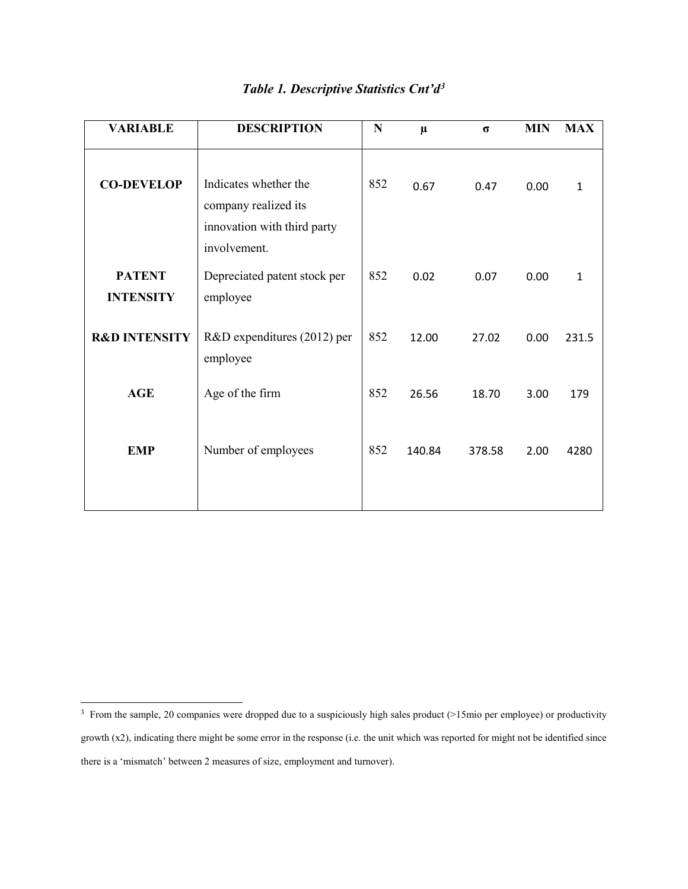## *Table 1. Descriptive Statistics Cnt'd*[3]

| VARIABLE | DESCRIPTION | N | μ | σ | MIN | MAX |
|---|---|---|---|---|---|---|
| **CO-DEVELOP** | Indicates whether the company realized its innovation with third party involvement. | 852 | 0.67 | 0.47 | 0.00 | 1 |
| **PATENT INTENSITY** | Depreciated patent stock per employee | 852 | 0.02 | 0.07 | 0.00 | 1 |
| **R&D INTENSITY** | R&D expenditures (2012) per employee | 852 | 12.00 | 27.02 | 0.00 | 231.5 |
| **AGE** | Age of the firm | 852 | 26.56 | 18.70 | 3.00 | 179 |
| **EMP** | Number of employees | 852 | 140.84 | 378.58 | 2.00 | 4280 |

[3] From the sample, 20 companies were dropped due to a suspiciously high sales product (>15mio per employee) or productivity growth (x2), indicating there might be some error in the response (i.e. the unit which was reported for might not be identified since there is a 'mismatch' between 2 measures of size, employment and turnover).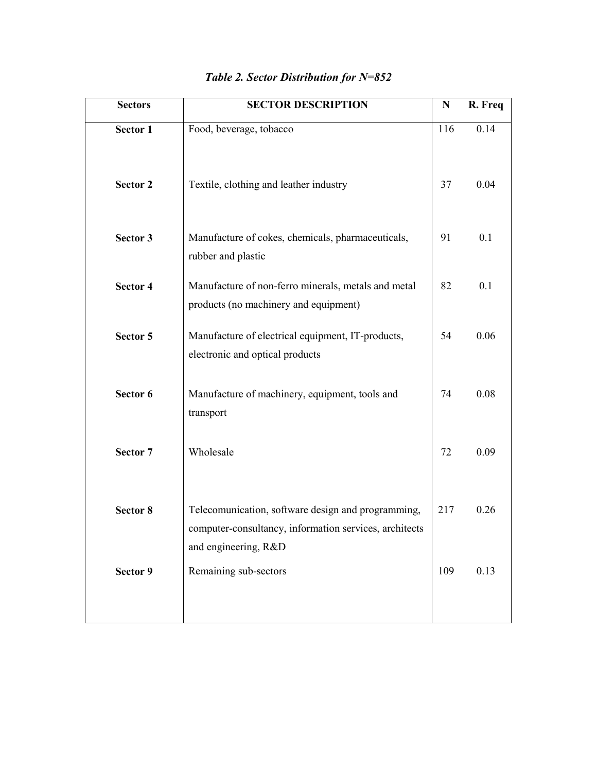*Table 2. Sector Distribution for N=852*

| Sectors | SECTOR DESCRIPTION | N | R. Freq |
|---|---|---|---|
| **Sector 1** | Food, beverage, tobacco | 116 | 0.14 |
| **Sector 2** | Textile, clothing and leather industry | 37 | 0.04 |
| **Sector 3** | Manufacture of cokes, chemicals, pharmaceuticals, rubber and plastic | 91 | 0.1 |
| **Sector 4** | Manufacture of non-ferro minerals, metals and metal products (no machinery and equipment) | 82 | 0.1 |
| **Sector 5** | Manufacture of electrical equipment, IT-products, electronic and optical products | 54 | 0.06 |
| **Sector 6** | Manufacture of machinery, equipment, tools and transport | 74 | 0.08 |
| **Sector 7** | Wholesale | 72 | 0.09 |
| **Sector 8** | Telecomunication, software design and programming, computer-consultancy, information services, architects and engineering, R&D | 217 | 0.26 |
| **Sector 9** | Remaining sub-sectors | 109 | 0.13 |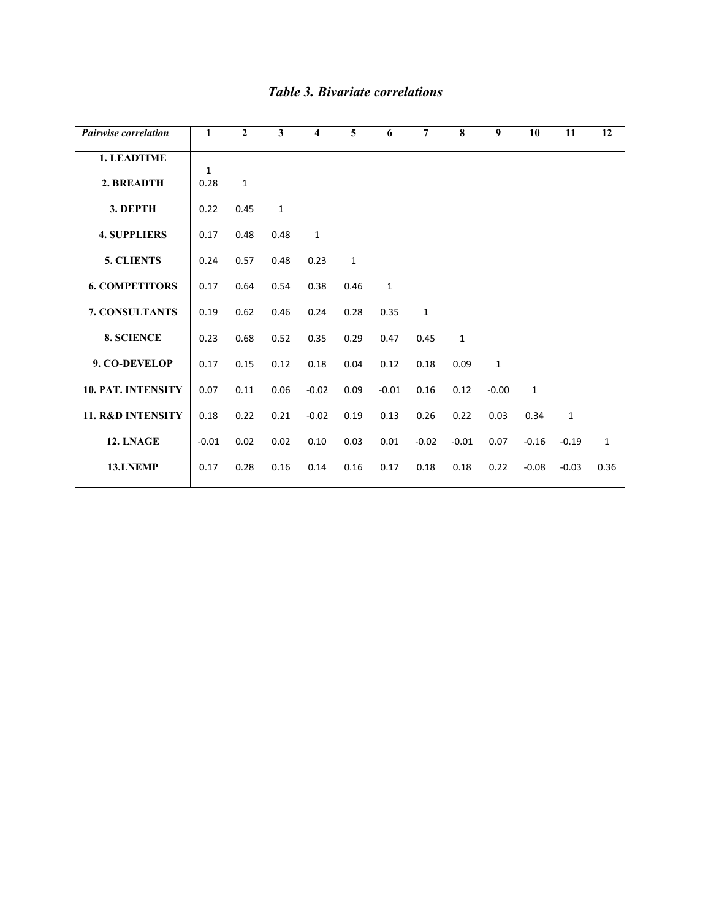### *Table 3. Bivariate correlations*

| *Pairwise correlation* | 1 | 2 | 3 | 4 | 5 | 6 | 7 | 8 | 9 | 10 | 11 | 12 |
|---|---|---|---|---|---|---|---|---|---|---|---|---|
| **1. LEADTIME** | 1 | | | | | | | | | | | |
| **2. BREADTH** | 0.28 | 1 | | | | | | | | | | |
| **3. DEPTH** | 0.22 | 0.45 | 1 | | | | | | | | | |
| **4. SUPPLIERS** | 0.17 | 0.48 | 0.48 | 1 | | | | | | | | |
| **5. CLIENTS** | 0.24 | 0.57 | 0.48 | 0.23 | 1 | | | | | | | |
| **6. COMPETITORS** | 0.17 | 0.64 | 0.54 | 0.38 | 0.46 | 1 | | | | | | |
| **7. CONSULTANTS** | 0.19 | 0.62 | 0.46 | 0.24 | 0.28 | 0.35 | 1 | | | | | |
| **8. SCIENCE** | 0.23 | 0.68 | 0.52 | 0.35 | 0.29 | 0.47 | 0.45 | 1 | | | | |
| **9. CO-DEVELOP** | 0.17 | 0.15 | 0.12 | 0.18 | 0.04 | 0.12 | 0.18 | 0.09 | 1 | | | |
| **10. PAT. INTENSITY** | 0.07 | 0.11 | 0.06 | -0.02 | 0.09 | -0.01 | 0.16 | 0.12 | -0.00 | 1 | | |
| **11. R&D INTENSITY** | 0.18 | 0.22 | 0.21 | -0.02 | 0.19 | 0.13 | 0.26 | 0.22 | 0.03 | 0.34 | 1 | |
| **12. LNAGE** | -0.01 | 0.02 | 0.02 | 0.10 | 0.03 | 0.01 | -0.02 | -0.01 | 0.07 | -0.16 | -0.19 | 1 |
| **13.LNEMP** | 0.17 | 0.28 | 0.16 | 0.14 | 0.16 | 0.17 | 0.18 | 0.18 | 0.22 | -0.08 | -0.03 | 0.36 |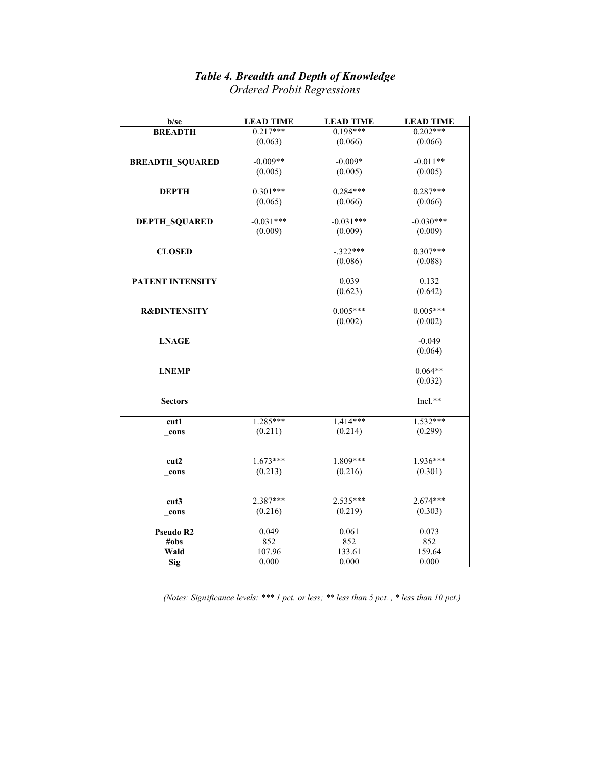# *Table 4. Breadth and Depth of Knowledge*

*Ordered Probit Regressions*

| b/se | LEAD TIME | LEAD TIME | LEAD TIME |
|---|---|---|---|
| **BREADTH** | 0.217*** | 0.198*** | 0.202*** |
| | (0.063) | (0.066) | (0.066) |
| **BREADTH_SQUARED** | -0.009** | -0.009* | -0.011** |
| | (0.005) | (0.005) | (0.005) |
| **DEPTH** | 0.301*** | 0.284*** | 0.287*** |
| | (0.065) | (0.066) | (0.066) |
| **DEPTH_SQUARED** | -0.031*** | -0.031*** | -0.030*** |
| | (0.009) | (0.009) | (0.009) |
| **CLOSED** | | -.322*** | 0.307*** |
| | | (0.086) | (0.088) |
| **PATENT INTENSITY** | | 0.039 | 0.132 |
| | | (0.623) | (0.642) |
| **R&DINTENSITY** | | 0.005*** | 0.005*** |
| | | (0.002) | (0.002) |
| **LNAGE** | | | -0.049 |
| | | | (0.064) |
| **LNEMP** | | | 0.064** |
| | | | (0.032) |
| **Sectors** | | | Incl.** |
| **cut1** | 1.285*** | 1.414*** | 1.532*** |
| **_cons** | (0.211) | (0.214) | (0.299) |
| **cut2** | 1.673*** | 1.809*** | 1.936*** |
| **_cons** | (0.213) | (0.216) | (0.301) |
| **cut3** | 2.387*** | 2.535*** | 2.674*** |
| **_cons** | (0.216) | (0.219) | (0.303) |
| **Pseudo R2** | 0.049 | 0.061 | 0.073 |
| **#obs** | 852 | 852 | 852 |
| **Wald** | 107.96 | 133.61 | 159.64 |
| **Sig** | 0.000 | 0.000 | 0.000 |

*(Notes: Significance levels: *** 1 pct. or less; ** less than 5 pct. , * less than 10 pct.)*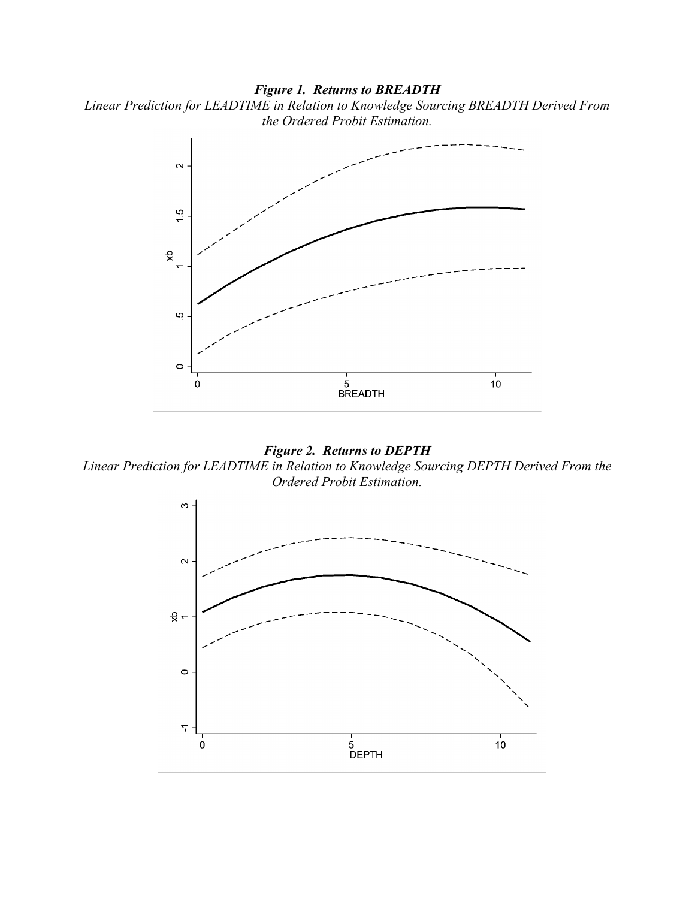***Figure 1. Returns to BREADTH***

*Linear Prediction for LEADTIME in Relation to Knowledge Sourcing BREADTH Derived From the Ordered Probit Estimation.*

***Figure 2. Returns to DEPTH***

*Linear Prediction for LEADTIME in Relation to Knowledge Sourcing DEPTH Derived From the Ordered Probit Estimation.*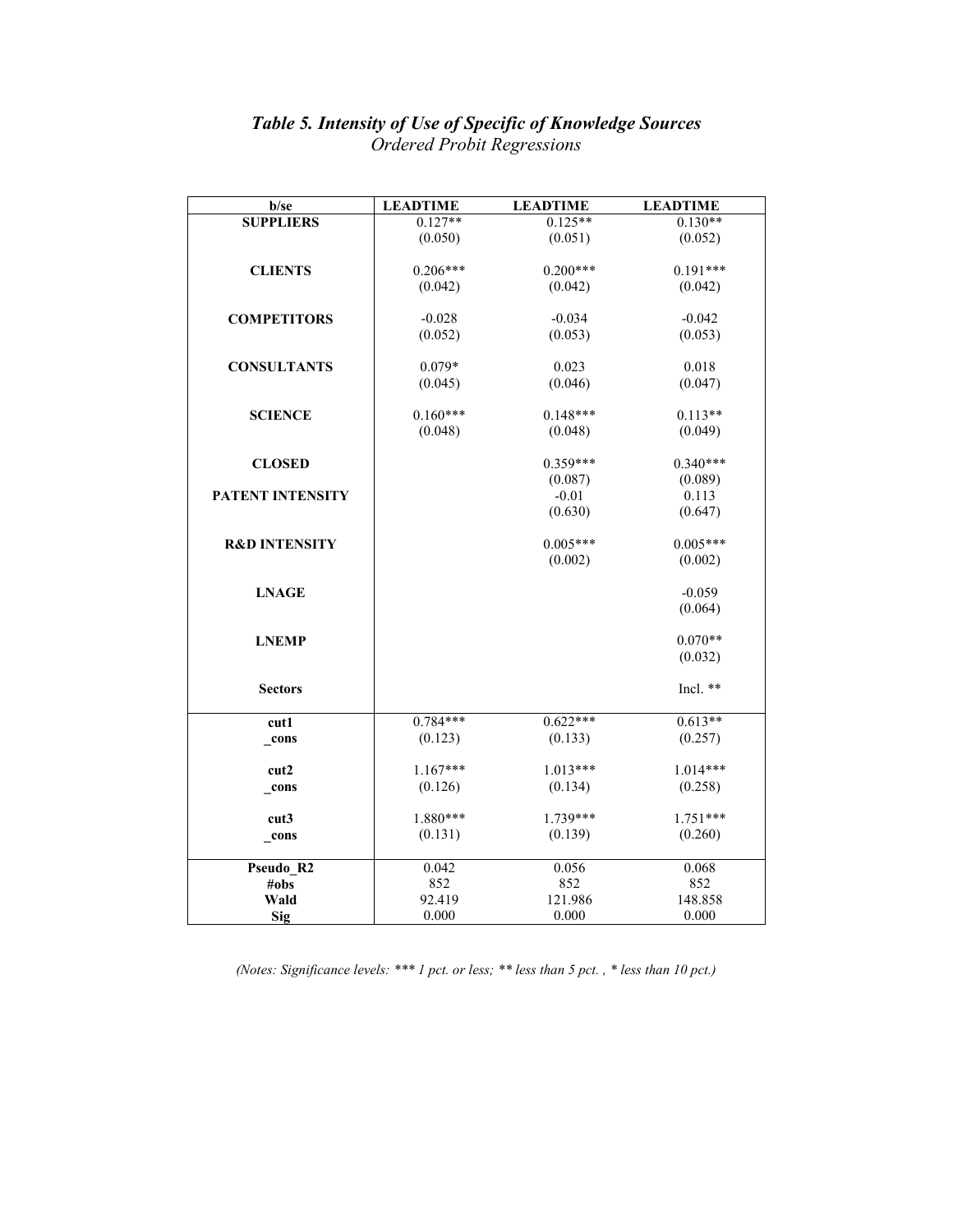### *Table 5. Intensity of Use of Specific of Knowledge Sources*
*Ordered Probit Regressions*

| b/se | LEADTIME | LEADTIME | LEADTIME |
|---|---|---|---|
| **SUPPLIERS** | 0.127** | 0.125** | 0.130** |
| | (0.050) | (0.051) | (0.052) |
| **CLIENTS** | 0.206*** | 0.200*** | 0.191*** |
| | (0.042) | (0.042) | (0.042) |
| **COMPETITORS** | -0.028 | -0.034 | -0.042 |
| | (0.052) | (0.053) | (0.053) |
| **CONSULTANTS** | 0.079* | 0.023 | 0.018 |
| | (0.045) | (0.046) | (0.047) |
| **SCIENCE** | 0.160*** | 0.148*** | 0.113** |
| | (0.048) | (0.048) | (0.049) |
| **CLOSED** | | 0.359*** | 0.340*** |
| | | (0.087) | (0.089) |
| **PATENT INTENSITY** | | -0.01 | 0.113 |
| | | (0.630) | (0.647) |
| **R&D INTENSITY** | | 0.005*** | 0.005*** |
| | | (0.002) | (0.002) |
| **LNAGE** | | | -0.059 |
| | | | (0.064) |
| **LNEMP** | | | 0.070** |
| | | | (0.032) |
| **Sectors** | | | Incl. ** |
| **cut1** | 0.784*** | 0.622*** | 0.613** |
| **_cons** | (0.123) | (0.133) | (0.257) |
| **cut2** | 1.167*** | 1.013*** | 1.014*** |
| **_cons** | (0.126) | (0.134) | (0.258) |
| **cut3** | 1.880*** | 1.739*** | 1.751*** |
| **_cons** | (0.131) | (0.139) | (0.260) |
| **Pseudo_R2** | 0.042 | 0.056 | 0.068 |
| **#obs** | 852 | 852 | 852 |
| **Wald** | 92.419 | 121.986 | 148.858 |
| **Sig** | 0.000 | 0.000 | 0.000 |

*(Notes: Significance levels: *** 1 pct. or less; ** less than 5 pct. , * less than 10 pct.)*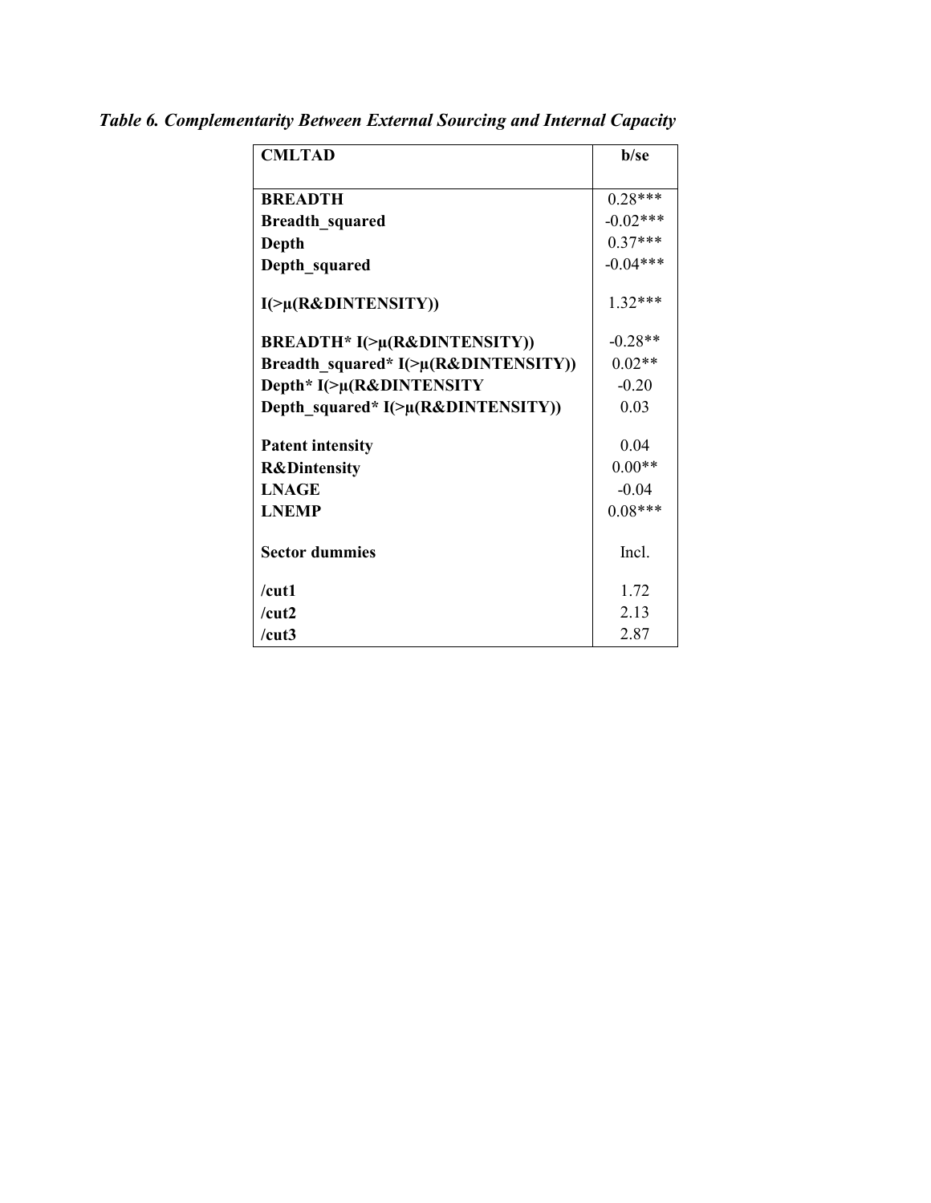*Table 6. Complementarity Between External Sourcing and Internal Capacity*

| CMLTAD | b/se |
|---|---|
| BREADTH | 0.28*** |
| Breadth_squared | -0.02*** |
| Depth | 0.37*** |
| Depth_squared | -0.04*** |
| I(>μ(R&DINTENSITY)) | 1.32*** |
| BREADTH* I(>μ(R&DINTENSITY)) | -0.28** |
| Breadth_squared* I(>μ(R&DINTENSITY)) | 0.02** |
| Depth* I(>μ(R&DINTENSITY | -0.20 |
| Depth_squared* I(>μ(R&DINTENSITY)) | 0.03 |
| Patent intensity | 0.04 |
| R&Dintensity | 0.00** |
| LNAGE | -0.04 |
| LNEMP | 0.08*** |
| Sector dummies | Incl. |
| /cut1 | 1.72 |
| /cut2 | 2.13 |
| /cut3 | 2.87 |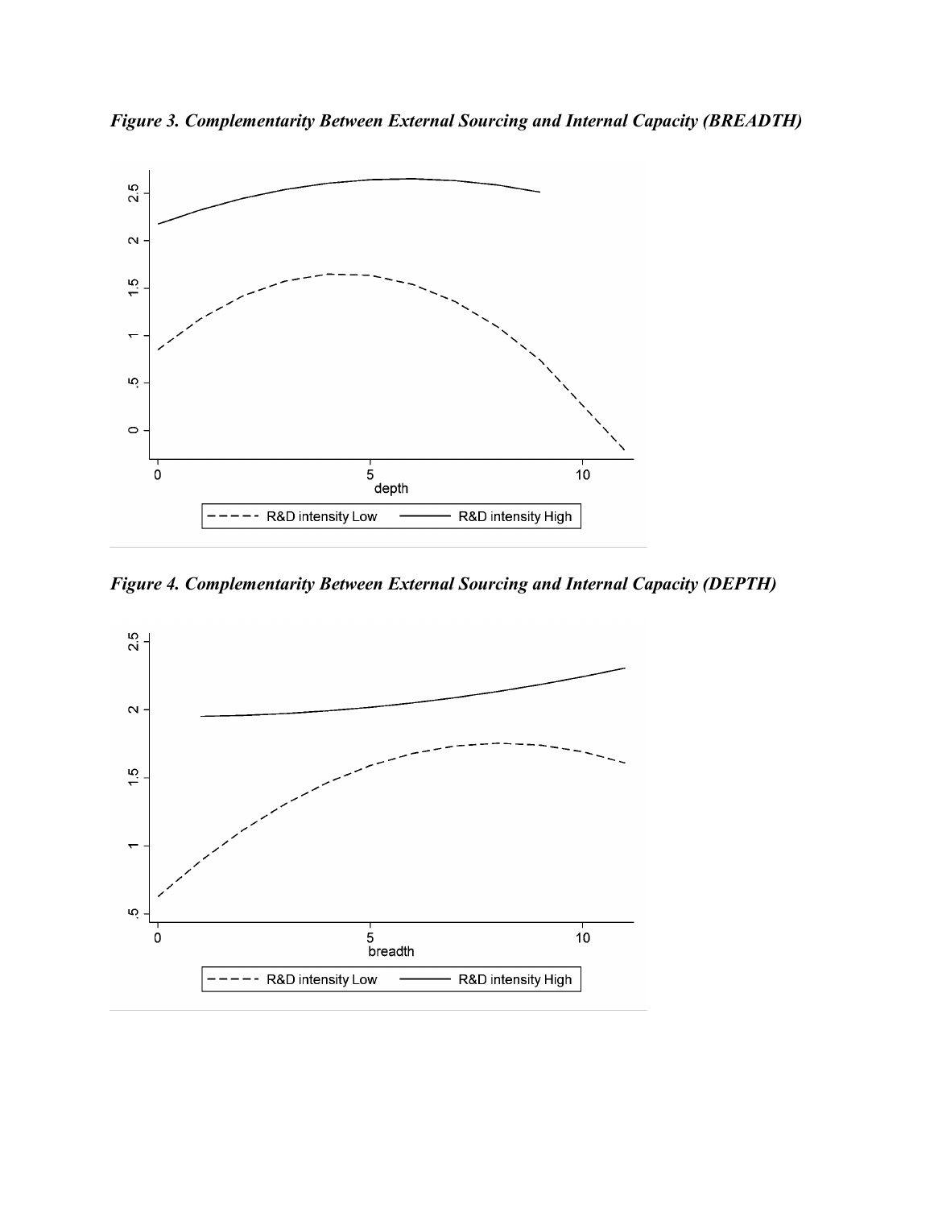***Figure 3. Complementarity Between External Sourcing and Internal Capacity (BREADTH)***

***Figure 4. Complementarity Between External Sourcing and Internal Capacity (DEPTH)***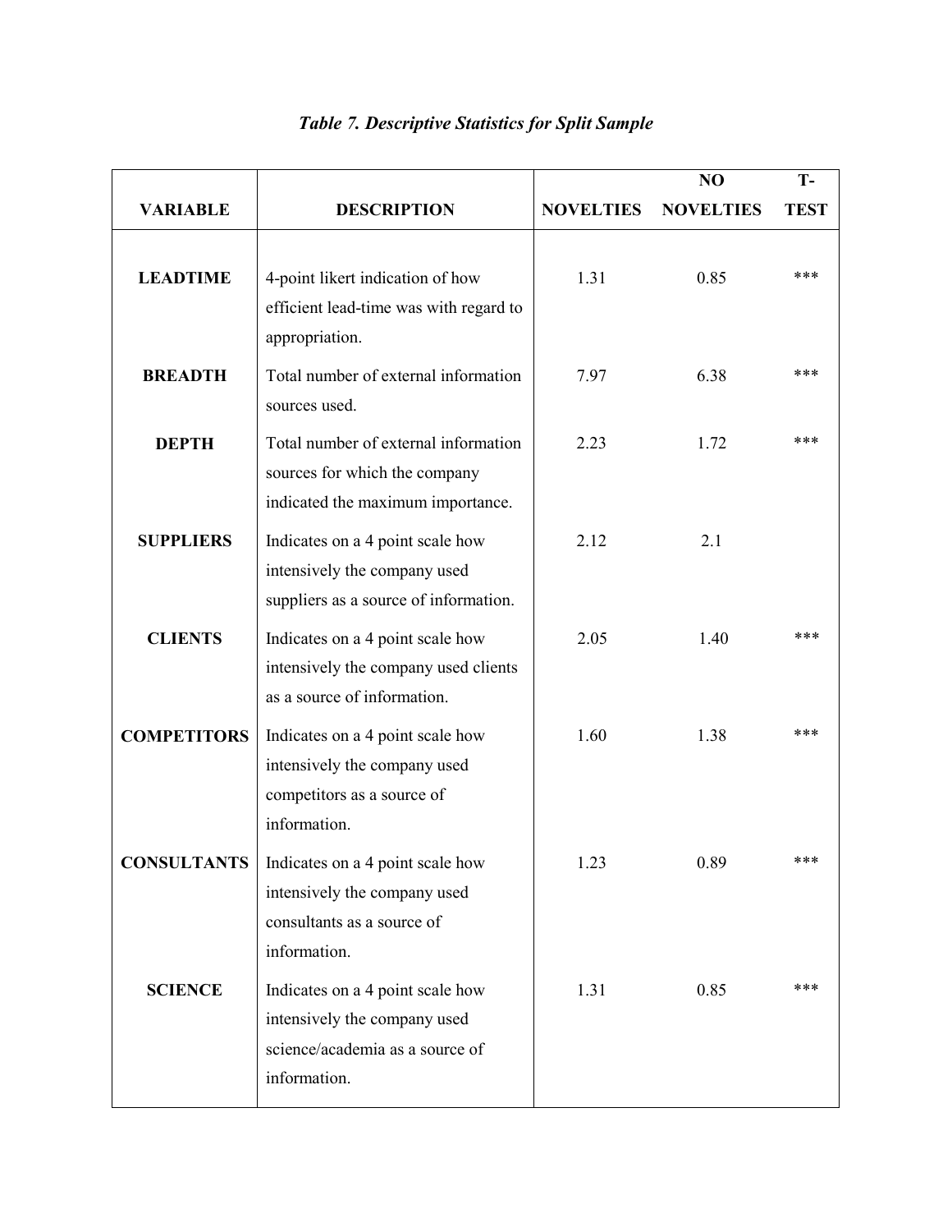*Table 7. Descriptive Statistics for Split Sample*

| VARIABLE | DESCRIPTION | NOVELTIES | NO NOVELTIES | T-TEST |
|---|---|---|---|---|
| LEADTIME | 4-point likert indication of how efficient lead-time was with regard to appropriation. | 1.31 | 0.85 | *** |
| BREADTH | Total number of external information sources used. | 7.97 | 6.38 | *** |
| DEPTH | Total number of external information sources for which the company indicated the maximum importance. | 2.23 | 1.72 | *** |
| SUPPLIERS | Indicates on a 4 point scale how intensively the company used suppliers as a source of information. | 2.12 | 2.1 | |
| CLIENTS | Indicates on a 4 point scale how intensively the company used clients as a source of information. | 2.05 | 1.40 | *** |
| COMPETITORS | Indicates on a 4 point scale how intensively the company used competitors as a source of information. | 1.60 | 1.38 | *** |
| CONSULTANTS | Indicates on a 4 point scale how intensively the company used consultants as a source of information. | 1.23 | 0.89 | *** |
| SCIENCE | Indicates on a 4 point scale how intensively the company used science/academia as a source of information. | 1.31 | 0.85 | *** |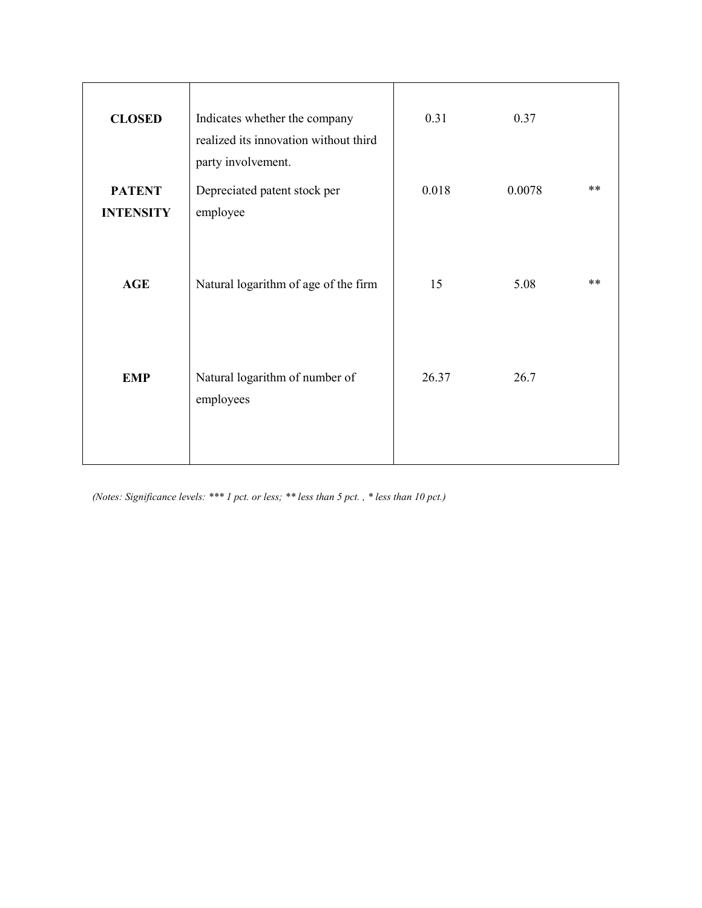| | | | | |
|---|---|---|---|---|
| **CLOSED** | Indicates whether the company realized its innovation without third party involvement. | 0.31 | 0.37 | |
| **PATENT INTENSITY** | Depreciated patent stock per employee | 0.018 | 0.0078 | ** |
| **AGE** | Natural logarithm of age of the firm | 15 | 5.08 | ** |
| **EMP** | Natural logarithm of number of employees | 26.37 | 26.7 | |

*(Notes: Significance levels: *** 1 pct. or less; ** less than 5 pct. , * less than 10 pct.)*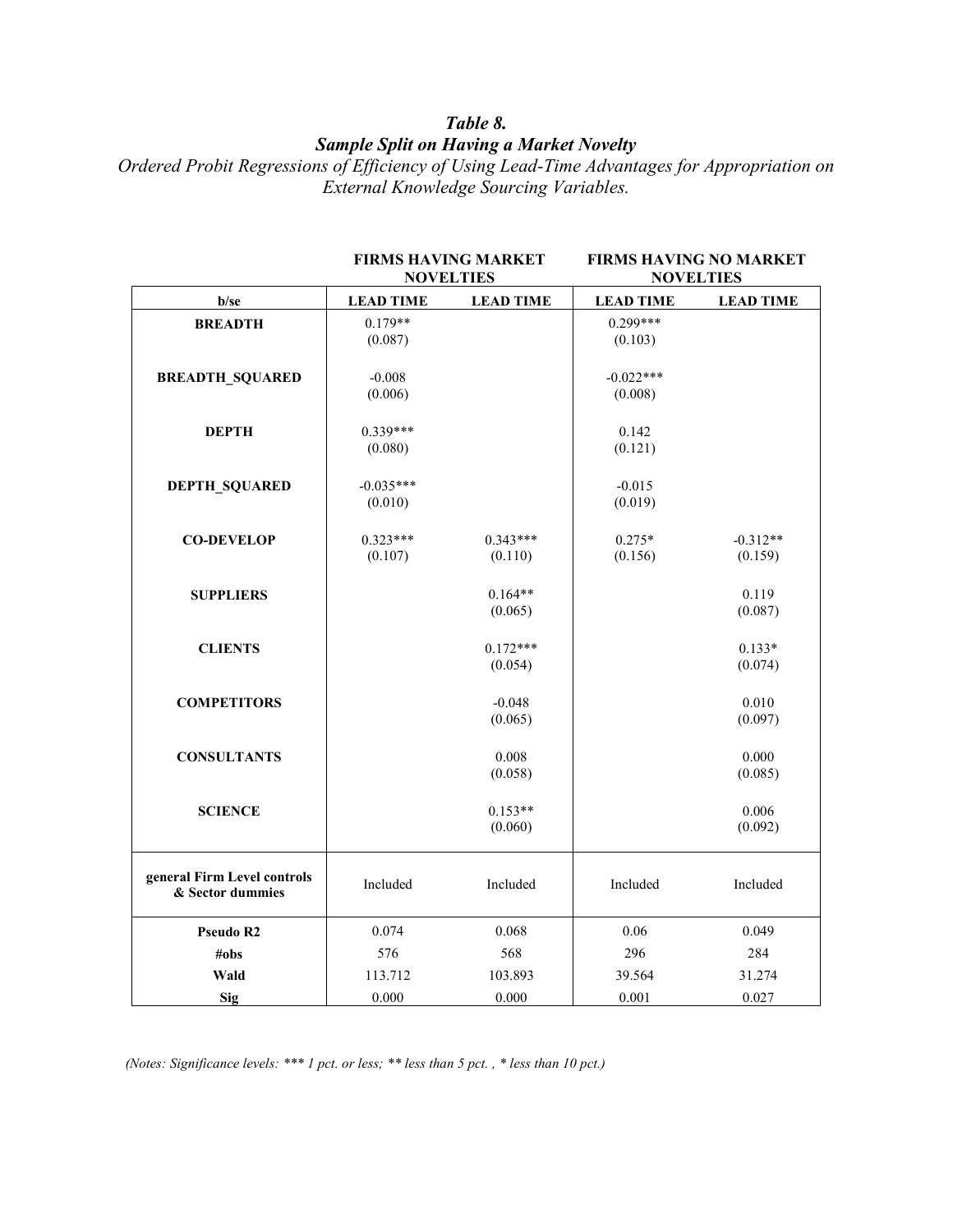***Table 8.***
***Sample Split on Having a Market Novelty***
*Ordered Probit Regressions of Efficiency of Using Lead-Time Advantages for Appropriation on External Knowledge Sourcing Variables.*

| | FIRMS HAVING MARKET NOVELTIES | | FIRMS HAVING NO MARKET NOVELTIES | |
|---|---|---|---|---|
| **b/se** | **LEAD TIME** | **LEAD TIME** | **LEAD TIME** | **LEAD TIME** |
| **BREADTH** | 0.179** (0.087) | | 0.299*** (0.103) | |
| **BREADTH_SQUARED** | -0.008 (0.006) | | -0.022*** (0.008) | |
| **DEPTH** | 0.339*** (0.080) | | 0.142 (0.121) | |
| **DEPTH_SQUARED** | -0.035*** (0.010) | | -0.015 (0.019) | |
| **CO-DEVELOP** | 0.323*** (0.107) | 0.343*** (0.110) | 0.275* (0.156) | -0.312** (0.159) |
| **SUPPLIERS** | | 0.164** (0.065) | | 0.119 (0.087) |
| **CLIENTS** | | 0.172*** (0.054) | | 0.133* (0.074) |
| **COMPETITORS** | | -0.048 (0.065) | | 0.010 (0.097) |
| **CONSULTANTS** | | 0.008 (0.058) | | 0.000 (0.085) |
| **SCIENCE** | | 0.153** (0.060) | | 0.006 (0.092) |
| **general Firm Level controls & Sector dummies** | Included | Included | Included | Included |
| **Pseudo R2** | 0.074 | 0.068 | 0.06 | 0.049 |
| **#obs** | 576 | 568 | 296 | 284 |
| **Wald** | 113.712 | 103.893 | 39.564 | 31.274 |
| **Sig** | 0.000 | 0.000 | 0.001 | 0.027 |

*(Notes: Significance levels: *** 1 pct. or less; ** less than 5 pct. , * less than 10 pct.)*